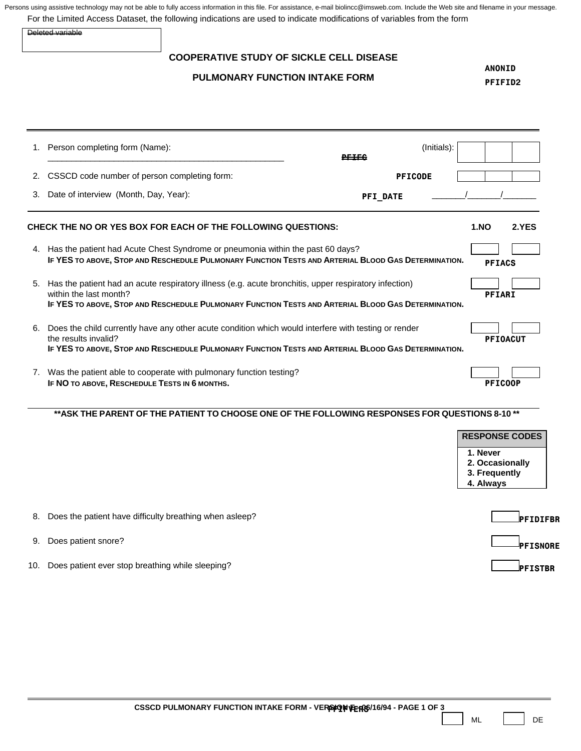Persons using assistive technology may not be able to fully access information in this file. For assistance, e-mail biolincc@imsweb.com. Include the Web site and filename in your message.

For the Limited Access Dataset, the following indications are used to indicate modifications of variables from the form

~~Deleted variable~~

# COOPERATIVE STUDY OF SICKLE CELL DISEASE

## PULMONARY FUNCTION INTAKE FORM

**ANONID**
**PFIFID2**

1. Person completing form (Name): ______________________________ ~~PFIFC~~ (Initials): [ ][ ][ ]
2. CSSCD code number of person completing form: **PFICODE** [ ][ ][ ]
3. Date of interview (Month, Day, Year): **PFI_DATE** ______/______/______

**CHECK THE NO OR YES BOX FOR EACH OF THE FOLLOWING QUESTIONS:** **1.NO** **2.YES**

4. Has the patient had Acute Chest Syndrome or pneumonia within the past 60 days? **PFIACS**
   **IF YES TO ABOVE, STOP AND RESCHEDULE PULMONARY FUNCTION TESTS AND ARTERIAL BLOOD GAS DETERMINATION.**

5. Has the patient had an acute respiratory illness (e.g. acute bronchitis, upper respiratory infection) within the last month? **PFIARI**
   **IF YES TO ABOVE, STOP AND RESCHEDULE PULMONARY FUNCTION TESTS AND ARTERIAL BLOOD GAS DETERMINATION.**

6. Does the child currently have any other acute condition which would interfere with testing or render the results invalid? **PFIOACUT**
   **IF YES TO ABOVE, STOP AND RESCHEDULE PULMONARY FUNCTION TESTS AND ARTERIAL BLOOD GAS DETERMINATION.**

7. Was the patient able to cooperate with pulmonary function testing? **PFICOOP**
   **IF NO TO ABOVE, RESCHEDULE TESTS IN 6 MONTHS.**

**\*\*ASK THE PARENT OF THE PATIENT TO CHOOSE ONE OF THE FOLLOWING RESPONSES FOR QUESTIONS 8-10 \*\***

| RESPONSE CODES |
|---|
| 1. Never |
| 2. Occasionally |
| 3. Frequently |
| 4. Always |

8. Does the patient have difficulty breathing when asleep? [ ] **PFIDIFBR**
9. Does patient snore? [ ] **PFISNORE**
10. Does patient ever stop breathing while sleeping? [ ] **PFISTBR**

CSSCD PULMONARY FUNCTION INTAKE FORM - VERSION E - 06/16/94 **PFIVERS**

[ ] ML [ ] DE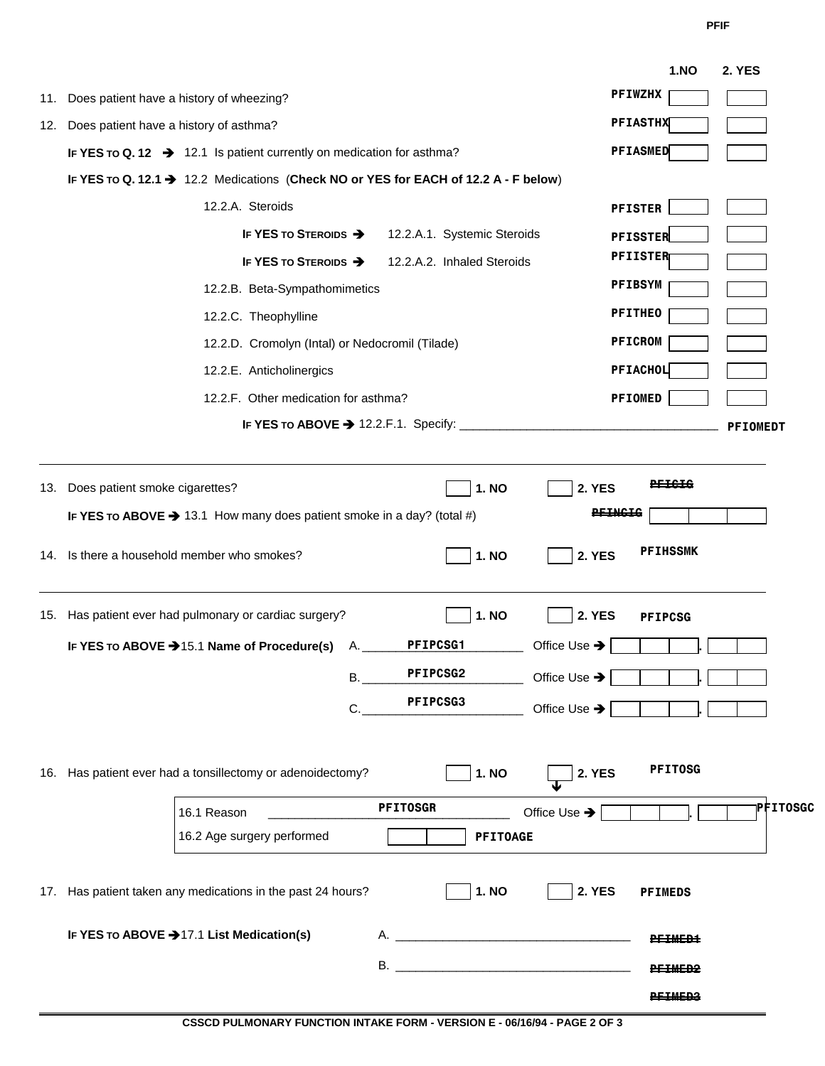PFIF

| | | 1.NO | 2. YES |
|---|---|---|---|
| 11. Does patient have a history of wheezing? | PFIWZHX | [ ] | [ ] |
| 12. Does patient have a history of asthma? | PFIASTHX | [ ] | [ ] |
| **IF YES TO Q. 12** ➔ 12.1 Is patient currently on medication for asthma? | PFIASMED | [ ] | [ ] |
| **IF YES TO Q. 12.1** ➔ 12.2 Medications (**Check NO or YES for EACH of 12.2 A - F below**) | | | |
| 12.2.A. Steroids | PFISTER | [ ] | [ ] |
| **IF YES TO STEROIDS** ➔ 12.2.A.1. Systemic Steroids | PFISSTER | [ ] | [ ] |
| **IF YES TO STEROIDS** ➔ 12.2.A.2. Inhaled Steroids | PFIISTER | [ ] | [ ] |
| 12.2.B. Beta-Sympathomimetics | PFIBSYM | [ ] | [ ] |
| 12.2.C. Theophylline | PFITHEO | [ ] | [ ] |
| 12.2.D. Cromolyn (Intal) or Nedocromil (Tilade) | PFICROM | [ ] | [ ] |
| 12.2.E. Anticholinergics | PFIACHOL | [ ] | [ ] |
| 12.2.F. Other medication for asthma? | PFIOMED | [ ] | [ ] |

**IF YES TO ABOVE** ➔ 12.2.F.1. Specify: ______________________________________ PFIOMEDT

---

13. Does patient smoke cigarettes? [ ] **1. NO** [ ] **2. YES** ~~PFICIG~~

**IF YES TO ABOVE** ➔ 13.1 How many does patient smoke in a day? (total #) ~~PFINCIG~~ [ ][ ][ ]

14. Is there a household member who smokes? [ ] **1. NO** [ ] **2. YES** PFIHSSMK

---

15. Has patient ever had pulmonary or cardiac surgery? [ ] **1. NO** [ ] **2. YES** PFIPCSG

**IF YES TO ABOVE** ➔15.1 **Name of Procedure(s)**

A. ______PFIPCSG1________ Office Use ➔ [ ][ ][ ] . [ ][ ]

B. ______PFIPCSG2________ Office Use ➔ [ ][ ][ ] . [ ][ ]

C. ______PFIPCSG3________ Office Use ➔ [ ][ ][ ] . [ ][ ]

16. Has patient ever had a tonsillectomy or adenoidectomy? [ ] **1. NO** [ ] **2. YES** PFITOSG

16.1 Reason ______PFITOSGR______ Office Use ➔ [ ][ ][ ] . [ ][ ] PFITOSGC

16.2 Age surgery performed [ ][ ] PFITOAGE

17. Has patient taken any medications in the past 24 hours? [ ] **1. NO** [ ] **2. YES** PFIMEDS

**IF YES TO ABOVE** ➔17.1 **List Medication(s)**

A. ___________________________________ ~~PFIMED1~~

B. ___________________________________ ~~PFIMED2~~

~~PFIMED3~~

CSSCD PULMONARY FUNCTION INTAKE FORM - VERSION E - 06/16/94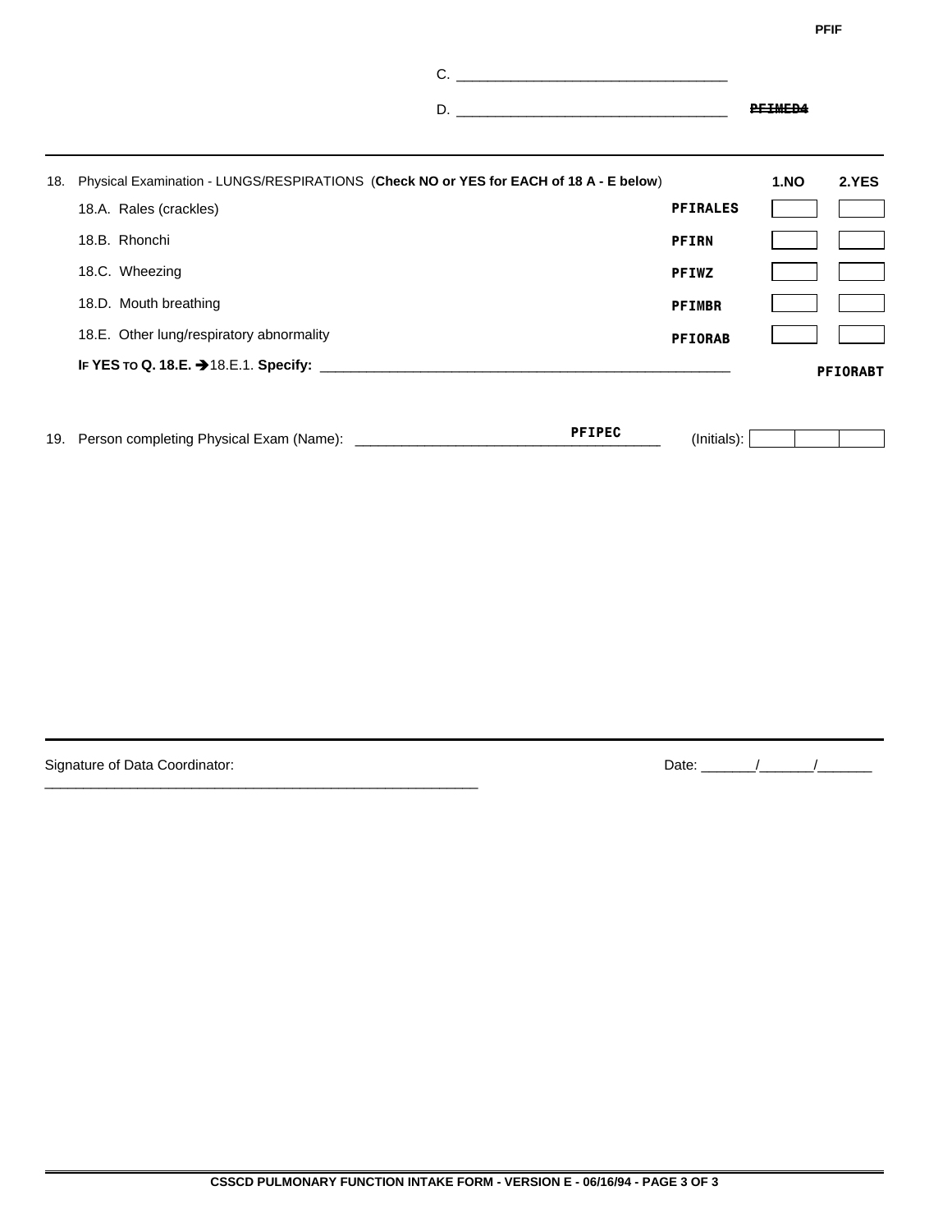PFIF

C. ___________________________________

D. ___________________________________ ~~PFIMED4~~

---

| 18. Physical Examination - LUNGS/RESPIRATIONS (**Check NO or YES for EACH of 18 A - E below**) | | **1.NO** | **2.YES** |
|---|---|---|---|
| 18.A. Rales (crackles) | **PFIRALES** | ☐ | ☐ |
| 18.B. Rhonchi | **PFIRN** | ☐ | ☐ |
| 18.C. Wheezing | **PFIWZ** | ☐ | ☐ |
| 18.D. Mouth breathing | **PFIMBR** | ☐ | ☐ |
| 18.E. Other lung/respiratory abnormality | **PFIORAB** | ☐ | ☐ |

**IF YES TO Q. 18.E.** ➔ 18.E.1. **Specify:** _______________________________________________________ **PFIORABT**

19. Person completing Physical Exam (Name): ______________________________________ **PFIPEC** (Initials): ☐☐☐

---

Signature of Data Coordinator: ___________________________________________________________ Date: _______/_______/_______

---

**CSSCD PULMONARY FUNCTION INTAKE FORM - VERSION E - 06/16/94 - PAGE 3 OF 3**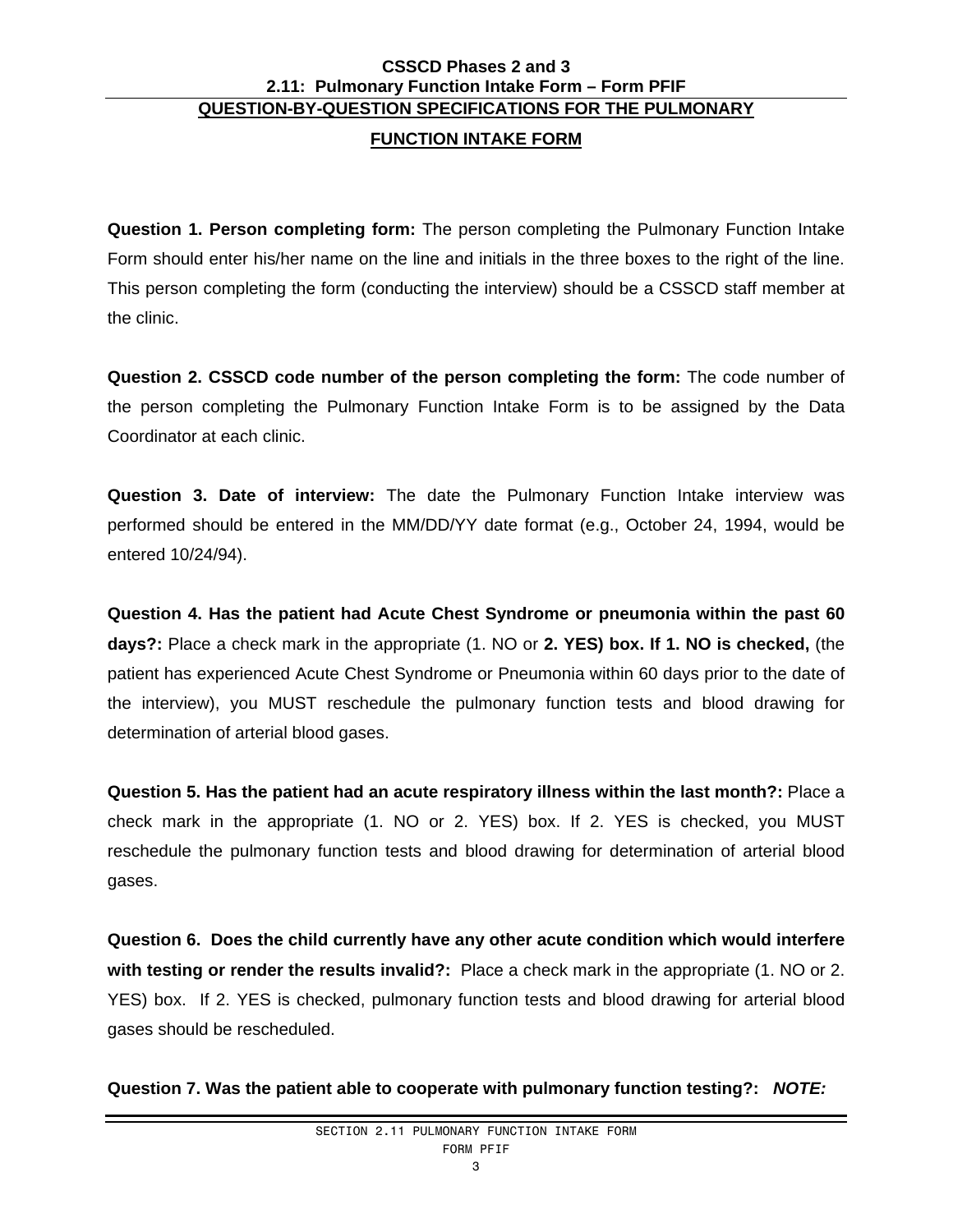**CSSCD Phases 2 and 3**
**2.11: Pulmonary Function Intake Form – Form PFIF**

## QUESTION-BY-QUESTION SPECIFICATIONS FOR THE PULMONARY FUNCTION INTAKE FORM

**Question 1. Person completing form:** The person completing the Pulmonary Function Intake Form should enter his/her name on the line and initials in the three boxes to the right of the line. This person completing the form (conducting the interview) should be a CSSCD staff member at the clinic.

**Question 2. CSSCD code number of the person completing the form:** The code number of the person completing the Pulmonary Function Intake Form is to be assigned by the Data Coordinator at each clinic.

**Question 3. Date of interview:** The date the Pulmonary Function Intake interview was performed should be entered in the MM/DD/YY date format (e.g., October 24, 1994, would be entered 10/24/94).

**Question 4. Has the patient had Acute Chest Syndrome or pneumonia within the past 60 days?:** Place a check mark in the appropriate (1. NO or **2. YES) box. If 1. NO is checked,** (the patient has experienced Acute Chest Syndrome or Pneumonia within 60 days prior to the date of the interview), you MUST reschedule the pulmonary function tests and blood drawing for determination of arterial blood gases.

**Question 5. Has the patient had an acute respiratory illness within the last month?:** Place a check mark in the appropriate (1. NO or 2. YES) box. If 2. YES is checked, you MUST reschedule the pulmonary function tests and blood drawing for determination of arterial blood gases.

**Question 6. Does the child currently have any other acute condition which would interfere with testing or render the results invalid?:** Place a check mark in the appropriate (1. NO or 2. YES) box. If 2. YES is checked, pulmonary function tests and blood drawing for arterial blood gases should be rescheduled.

**Question 7. Was the patient able to cooperate with pulmonary function testing?:** ***NOTE:***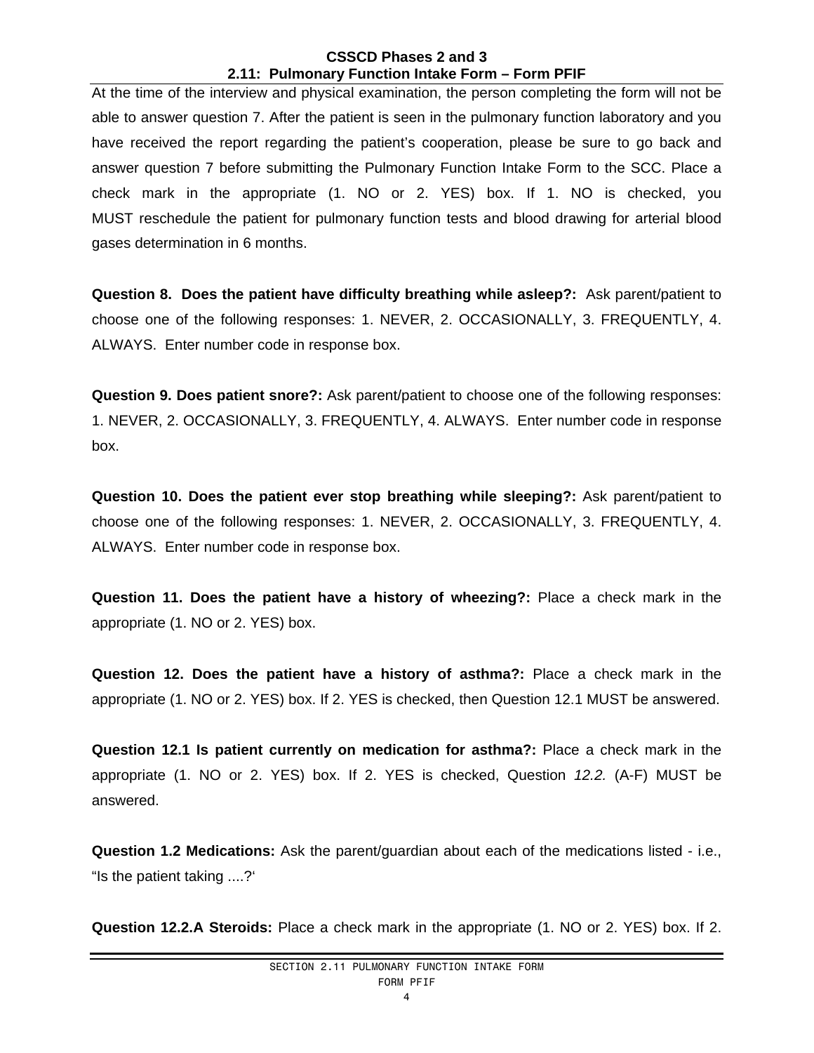At the time of the interview and physical examination, the person completing the form will not be able to answer question 7. After the patient is seen in the pulmonary function laboratory and you have received the report regarding the patient's cooperation, please be sure to go back and answer question 7 before submitting the Pulmonary Function Intake Form to the SCC. Place a check mark in the appropriate (1. NO or 2. YES) box. If 1. NO is checked, you MUST reschedule the patient for pulmonary function tests and blood drawing for arterial blood gases determination in 6 months.

**Question 8. Does the patient have difficulty breathing while asleep?:** Ask parent/patient to choose one of the following responses: 1. NEVER, 2. OCCASIONALLY, 3. FREQUENTLY, 4. ALWAYS. Enter number code in response box.

**Question 9. Does patient snore?:** Ask parent/patient to choose one of the following responses: 1. NEVER, 2. OCCASIONALLY, 3. FREQUENTLY, 4. ALWAYS. Enter number code in response box.

**Question 10. Does the patient ever stop breathing while sleeping?:** Ask parent/patient to choose one of the following responses: 1. NEVER, 2. OCCASIONALLY, 3. FREQUENTLY, 4. ALWAYS. Enter number code in response box.

**Question 11. Does the patient have a history of wheezing?:** Place a check mark in the appropriate (1. NO or 2. YES) box.

**Question 12. Does the patient have a history of asthma?:** Place a check mark in the appropriate (1. NO or 2. YES) box. If 2. YES is checked, then Question 12.1 MUST be answered.

**Question 12.1 Is patient currently on medication for asthma?:** Place a check mark in the appropriate (1. NO or 2. YES) box. If 2. YES is checked, Question *12.2.* (A-F) MUST be answered.

**Question 1.2 Medications:** Ask the parent/guardian about each of the medications listed - i.e., "Is the patient taking ....?'

**Question 12.2.A Steroids:** Place a check mark in the appropriate (1. NO or 2. YES) box. If 2.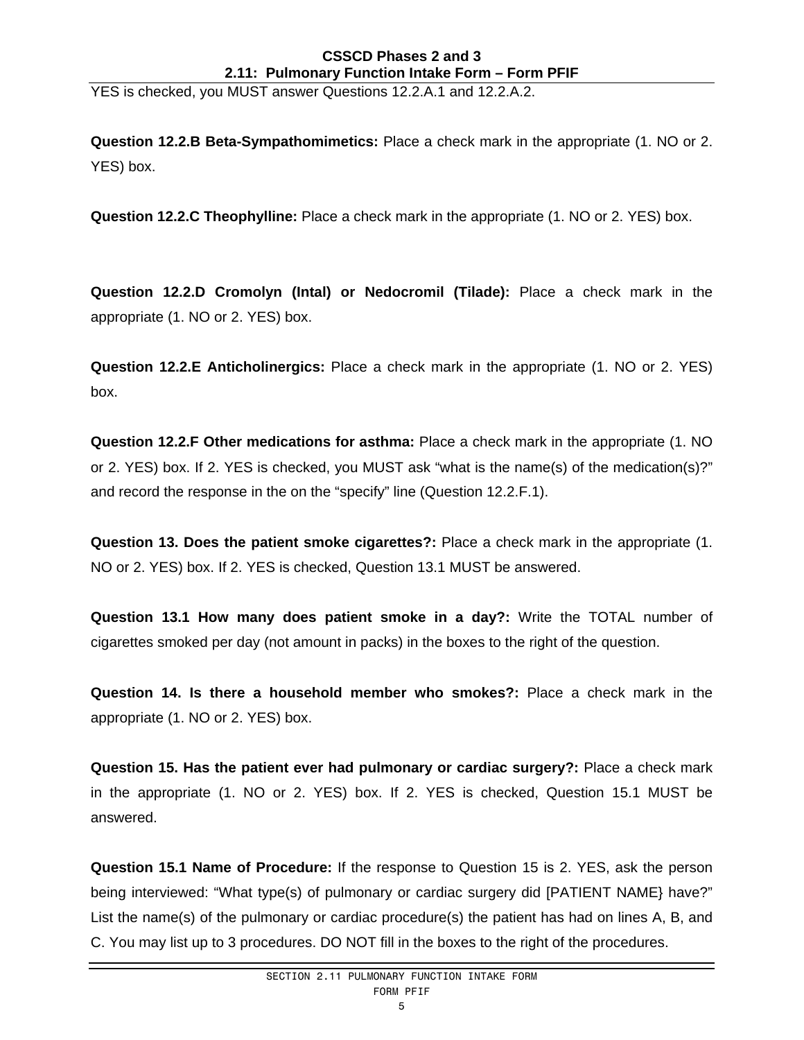YES is checked, you MUST answer Questions 12.2.A.1 and 12.2.A.2.

**Question 12.2.B Beta-Sympathomimetics:** Place a check mark in the appropriate (1. NO or 2. YES) box.

**Question 12.2.C Theophylline:** Place a check mark in the appropriate (1. NO or 2. YES) box.

**Question 12.2.D Cromolyn (Intal) or Nedocromil (Tilade):** Place a check mark in the appropriate (1. NO or 2. YES) box.

**Question 12.2.E Anticholinergics:** Place a check mark in the appropriate (1. NO or 2. YES) box.

**Question 12.2.F Other medications for asthma:** Place a check mark in the appropriate (1. NO or 2. YES) box. If 2. YES is checked, you MUST ask "what is the name(s) of the medication(s)?" and record the response in the on the "specify" line (Question 12.2.F.1).

**Question 13. Does the patient smoke cigarettes?:** Place a check mark in the appropriate (1. NO or 2. YES) box. If 2. YES is checked, Question 13.1 MUST be answered.

**Question 13.1 How many does patient smoke in a day?:** Write the TOTAL number of cigarettes smoked per day (not amount in packs) in the boxes to the right of the question.

**Question 14. Is there a household member who smokes?:** Place a check mark in the appropriate (1. NO or 2. YES) box.

**Question 15. Has the patient ever had pulmonary or cardiac surgery?:** Place a check mark in the appropriate (1. NO or 2. YES) box. If 2. YES is checked, Question 15.1 MUST be answered.

**Question 15.1 Name of Procedure:** If the response to Question 15 is 2. YES, ask the person being interviewed: "What type(s) of pulmonary or cardiac surgery did [PATIENT NAME} have?" List the name(s) of the pulmonary or cardiac procedure(s) the patient has had on lines A, B, and C. You may list up to 3 procedures. DO NOT fill in the boxes to the right of the procedures.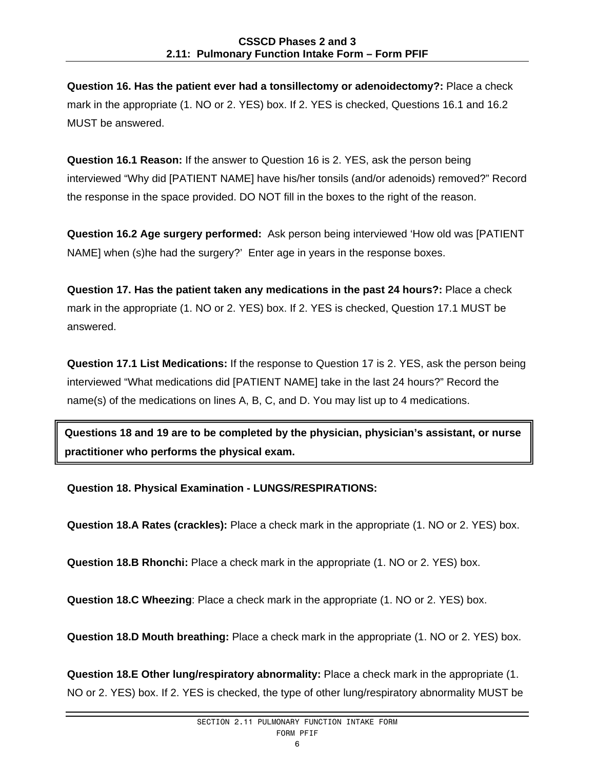**Question 16. Has the patient ever had a tonsillectomy or adenoidectomy?:** Place a check mark in the appropriate (1. NO or 2. YES) box. If 2. YES is checked, Questions 16.1 and 16.2 MUST be answered.

**Question 16.1 Reason:** If the answer to Question 16 is 2. YES, ask the person being interviewed "Why did [PATIENT NAME] have his/her tonsils (and/or adenoids) removed?" Record the response in the space provided. DO NOT fill in the boxes to the right of the reason.

**Question 16.2 Age surgery performed:** Ask person being interviewed 'How old was [PATIENT NAME] when (s)he had the surgery?' Enter age in years in the response boxes.

**Question 17. Has the patient taken any medications in the past 24 hours?:** Place a check mark in the appropriate (1. NO or 2. YES) box. If 2. YES is checked, Question 17.1 MUST be answered.

**Question 17.1 List Medications:** If the response to Question 17 is 2. YES, ask the person being interviewed "What medications did [PATIENT NAME] take in the last 24 hours?" Record the name(s) of the medications on lines A, B, C, and D. You may list up to 4 medications.

**Questions 18 and 19 are to be completed by the physician, physician's assistant, or nurse practitioner who performs the physical exam.**

**Question 18. Physical Examination - LUNGS/RESPIRATIONS:**

**Question 18.A Rates (crackles):** Place a check mark in the appropriate (1. NO or 2. YES) box.

**Question 18.B Rhonchi:** Place a check mark in the appropriate (1. NO or 2. YES) box.

**Question 18.C Wheezing**: Place a check mark in the appropriate (1. NO or 2. YES) box.

**Question 18.D Mouth breathing:** Place a check mark in the appropriate (1. NO or 2. YES) box.

**Question 18.E Other lung/respiratory abnormality:** Place a check mark in the appropriate (1. NO or 2. YES) box. If 2. YES is checked, the type of other lung/respiratory abnormality MUST be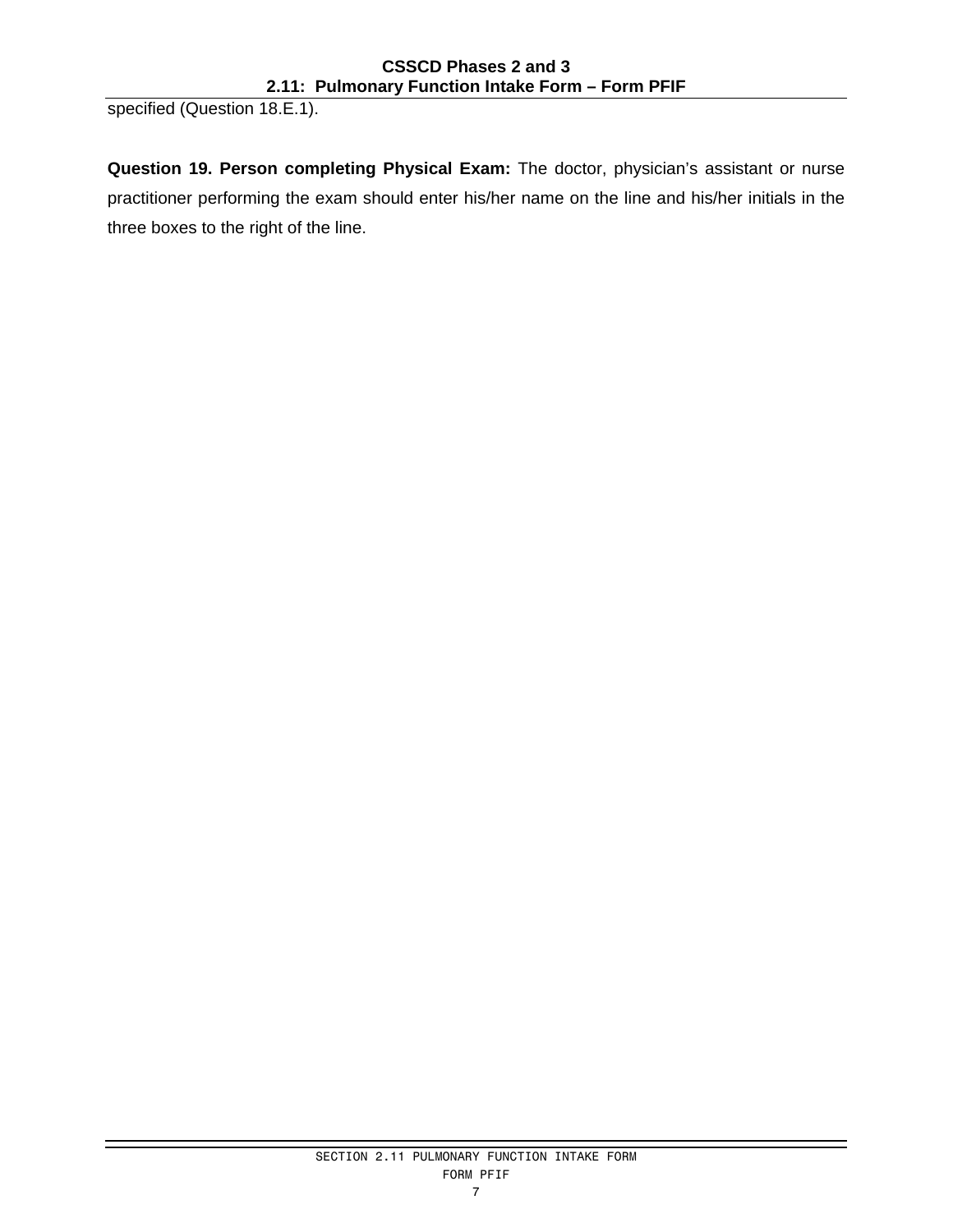specified (Question 18.E.1).

**Question 19. Person completing Physical Exam:** The doctor, physician's assistant or nurse practitioner performing the exam should enter his/her name on the line and his/her initials in the three boxes to the right of the line.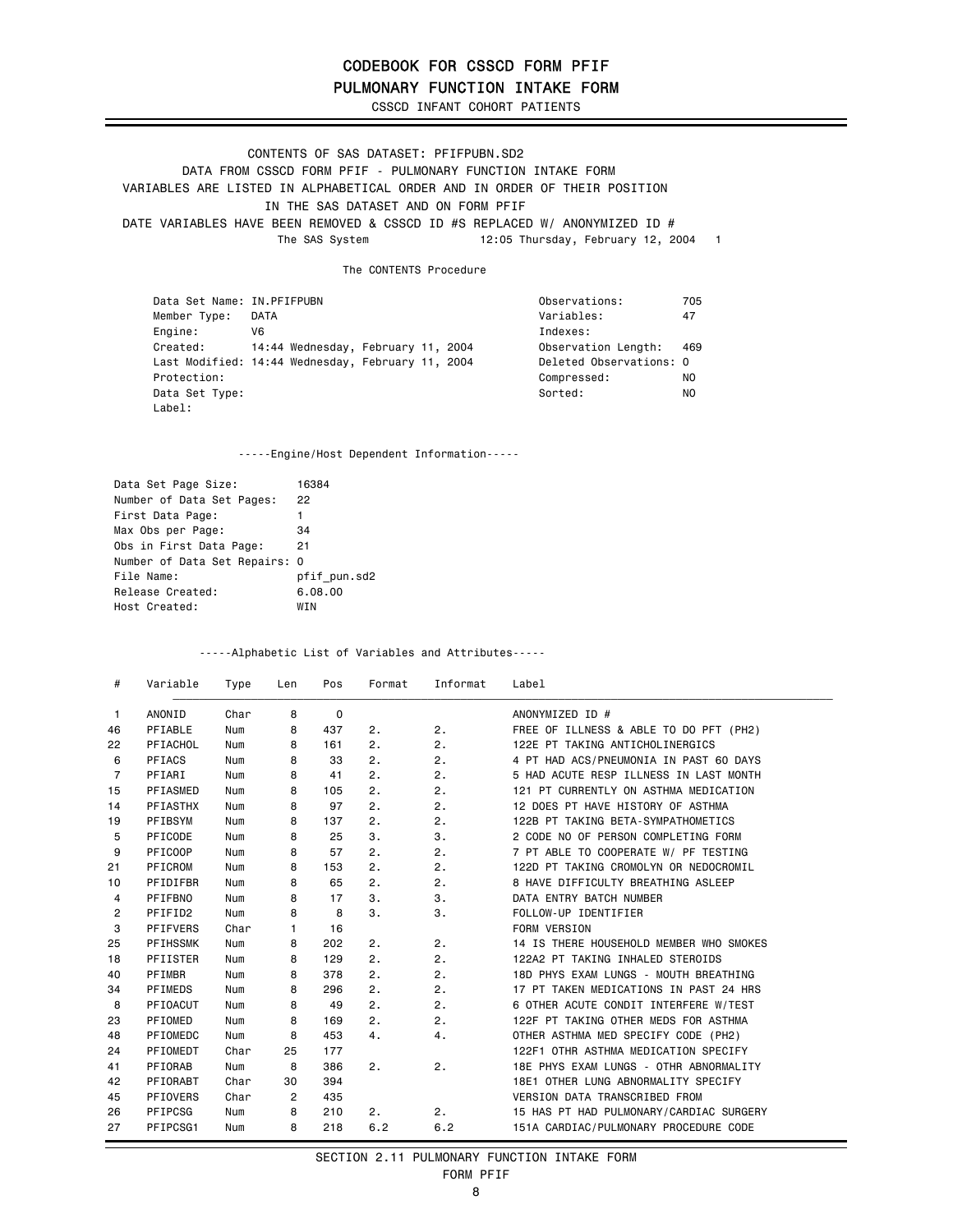# CODEBOOK FOR CSSCD FORM PFIF

## PULMONARY FUNCTION INTAKE FORM

CSSCD INFANT COHORT PATIENTS

CONTENTS OF SAS DATASET: PFIFPUBN.SD2

DATA FROM CSSCD FORM PFIF - PULMONARY FUNCTION INTAKE FORM

VARIABLES ARE LISTED IN ALPHABETICAL ORDER AND IN ORDER OF THEIR POSITION IN THE SAS DATASET AND ON FORM PFIF

DATE VARIABLES HAVE BEEN REMOVED & CSSCD ID #S REPLACED W/ ANONYMIZED ID #

The SAS System 12:05 Thursday, February 12, 2004 1

The CONTENTS Procedure

```
Data Set Name: IN.PFIFPUBN                                 Observations:          705
Member Type:   DATA                                        Variables:             47
Engine:        V6                                          Indexes:
Created:       14:44 Wednesday, February 11, 2004          Observation Length:    469
Last Modified: 14:44 Wednesday, February 11, 2004          Deleted Observations: 0
Protection:                                                Compressed:            NO
Data Set Type:                                             Sorted:                NO
Label:
```

-----Engine/Host Dependent Information-----

```
Data Set Page Size:         16384
Number of Data Set Pages:   22
First Data Page:            1
Max Obs per Page:           34
Obs in First Data Page:     21
Number of Data Set Repairs: 0
File Name:                  pfif_pun.sd2
Release Created:            6.08.00
Host Created:               WIN
```

-----Alphabetic List of Variables and Attributes-----

| # | Variable | Type | Len | Pos | Format | Informat | Label |
|---|---|---|---|---|---|---|---|
| 1 | ANONID | Char | 8 | 0 | | | ANONYMIZED ID # |
| 46 | PFIABLE | Num | 8 | 437 | 2. | 2. | FREE OF ILLNESS & ABLE TO DO PFT (PH2) |
| 22 | PFIACHOL | Num | 8 | 161 | 2. | 2. | 122E PT TAKING ANTICHOLINERGICS |
| 6 | PFIACS | Num | 8 | 33 | 2. | 2. | 4 PT HAD ACS/PNEUMONIA IN PAST 60 DAYS |
| 7 | PFIARI | Num | 8 | 41 | 2. | 2. | 5 HAD ACUTE RESP ILLNESS IN LAST MONTH |
| 15 | PFIASMED | Num | 8 | 105 | 2. | 2. | 121 PT CURRENTLY ON ASTHMA MEDICATION |
| 14 | PFIASTHX | Num | 8 | 97 | 2. | 2. | 12 DOES PT HAVE HISTORY OF ASTHMA |
| 19 | PFIBSYM | Num | 8 | 137 | 2. | 2. | 122B PT TAKING BETA-SYMPATHOMETICS |
| 5 | PFICODE | Num | 8 | 25 | 3. | 3. | 2 CODE NO OF PERSON COMPLETING FORM |
| 9 | PFICOOP | Num | 8 | 57 | 2. | 2. | 7 PT ABLE TO COOPERATE W/ PF TESTING |
| 21 | PFICROM | Num | 8 | 153 | 2. | 2. | 122D PT TAKING CROMOLYN OR NEDOCROMIL |
| 10 | PFIDIFBR | Num | 8 | 65 | 2. | 2. | 8 HAVE DIFFICULTY BREATHING ASLEEP |
| 4 | PFIFBNO | Num | 8 | 17 | 3. | 3. | DATA ENTRY BATCH NUMBER |
| 2 | PFIFID2 | Num | 8 | 8 | 3. | 3. | FOLLOW-UP IDENTIFIER |
| 3 | PFIFVERS | Char | 1 | 16 | | | FORM VERSION |
| 25 | PFIHSSMK | Num | 8 | 202 | 2. | 2. | 14 IS THERE HOUSEHOLD MEMBER WHO SMOKES |
| 18 | PFIISTER | Num | 8 | 129 | 2. | 2. | 122A2 PT TAKING INHALED STEROIDS |
| 40 | PFIMBR | Num | 8 | 378 | 2. | 2. | 18D PHYS EXAM LUNGS - MOUTH BREATHING |
| 34 | PFIMEDS | Num | 8 | 296 | 2. | 2. | 17 PT TAKEN MEDICATIONS IN PAST 24 HRS |
| 8 | PFIOACUT | Num | 8 | 49 | 2. | 2. | 6 OTHER ACUTE CONDIT INTERFERE W/TEST |
| 23 | PFIOMED | Num | 8 | 169 | 2. | 2. | 122F PT TAKING OTHER MEDS FOR ASTHMA |
| 48 | PFIOMEDC | Num | 8 | 453 | 4. | 4. | OTHER ASTHMA MED SPECIFY CODE (PH2) |
| 24 | PFIOMEDT | Char | 25 | 177 | | | 122F1 OTHR ASTHMA MEDICATION SPECIFY |
| 41 | PFIORAB | Num | 8 | 386 | 2. | 2. | 18E PHYS EXAM LUNGS - OTHR ABNORMALITY |
| 42 | PFIORABT | Char | 30 | 394 | | | 18E1 OTHER LUNG ABNORMALITY SPECIFY |
| 45 | PFIOVERS | Char | 2 | 435 | | | VERSION DATA TRANSCRIBED FROM |
| 26 | PFIPCSG | Num | 8 | 210 | 2. | 2. | 15 HAS PT HAD PULMONARY/CARDIAC SURGERY |
| 27 | PFIPCSG1 | Num | 8 | 218 | 6.2 | 6.2 | 151A CARDIAC/PULMONARY PROCEDURE CODE |

SECTION 2.11 PULMONARY FUNCTION INTAKE FORM

FORM PFIF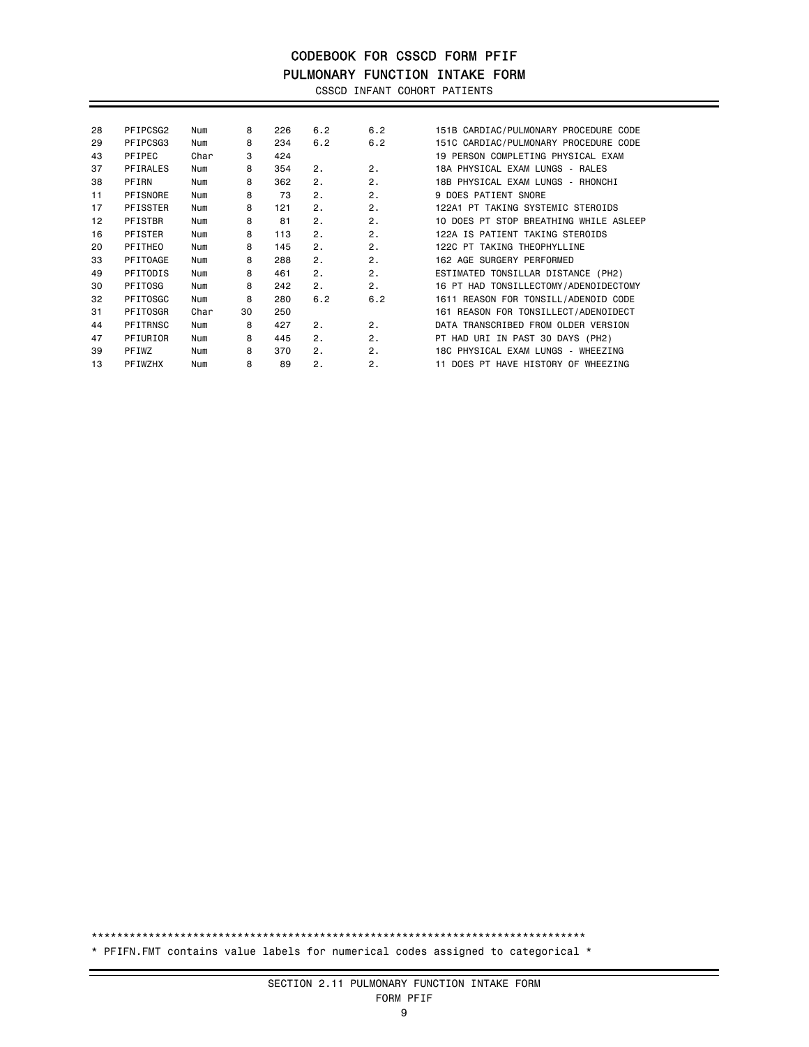# CODEBOOK FOR CSSCD FORM PFIF

## PULMONARY FUNCTION INTAKE FORM

CSSCD INFANT COHORT PATIENTS

| | | | | | | | |
|---|---|---|---|---|---|---|---|
| 28 | PFIPCSG2 | Num | 8 | 226 | 6.2 | 6.2 | 151B CARDIAC/PULMONARY PROCEDURE CODE |
| 29 | PFIPCSG3 | Num | 8 | 234 | 6.2 | 6.2 | 151C CARDIAC/PULMONARY PROCEDURE CODE |
| 43 | PFIPEC | Char | 3 | 424 | | | 19 PERSON COMPLETING PHYSICAL EXAM |
| 37 | PFIRALES | Num | 8 | 354 | 2. | 2. | 18A PHYSICAL EXAM LUNGS - RALES |
| 38 | PFIRN | Num | 8 | 362 | 2. | 2. | 18B PHYSICAL EXAM LUNGS - RHONCHI |
| 11 | PFISNORE | Num | 8 | 73 | 2. | 2. | 9 DOES PATIENT SNORE |
| 17 | PFISSTER | Num | 8 | 121 | 2. | 2. | 122A1 PT TAKING SYSTEMIC STEROIDS |
| 12 | PFISTBR | Num | 8 | 81 | 2. | 2. | 10 DOES PT STOP BREATHING WHILE ASLEEP |
| 16 | PFISTER | Num | 8 | 113 | 2. | 2. | 122A IS PATIENT TAKING STEROIDS |
| 20 | PFITHEO | Num | 8 | 145 | 2. | 2. | 122C PT TAKING THEOPHYLLINE |
| 33 | PFITOAGE | Num | 8 | 288 | 2. | 2. | 162 AGE SURGERY PERFORMED |
| 49 | PFITODIS | Num | 8 | 461 | 2. | 2. | ESTIMATED TONSILLAR DISTANCE (PH2) |
| 30 | PFITOSG | Num | 8 | 242 | 2. | 2. | 16 PT HAD TONSILLECTOMY/ADENOIDECTOMY |
| 32 | PFITOSGC | Num | 8 | 280 | 6.2 | 6.2 | 1611 REASON FOR TONSILL/ADENOID CODE |
| 31 | PFITOSGR | Char | 30 | 250 | | | 161 REASON FOR TONSILLECT/ADENOIDECT |
| 44 | PFITRNSC | Num | 8 | 427 | 2. | 2. | DATA TRANSCRIBED FROM OLDER VERSION |
| 47 | PFIURIOR | Num | 8 | 445 | 2. | 2. | PT HAD URI IN PAST 30 DAYS (PH2) |
| 39 | PFIWZ | Num | 8 | 370 | 2. | 2. | 18C PHYSICAL EXAM LUNGS - WHEEZING |
| 13 | PFIWZHX | Num | 8 | 89 | 2. | 2. | 11 DOES PT HAVE HISTORY OF WHEEZING |

******************************************************************************
* PFIFN.FMT contains value labels for numerical codes assigned to categorical *

SECTION 2.11 PULMONARY FUNCTION INTAKE FORM

FORM PFIF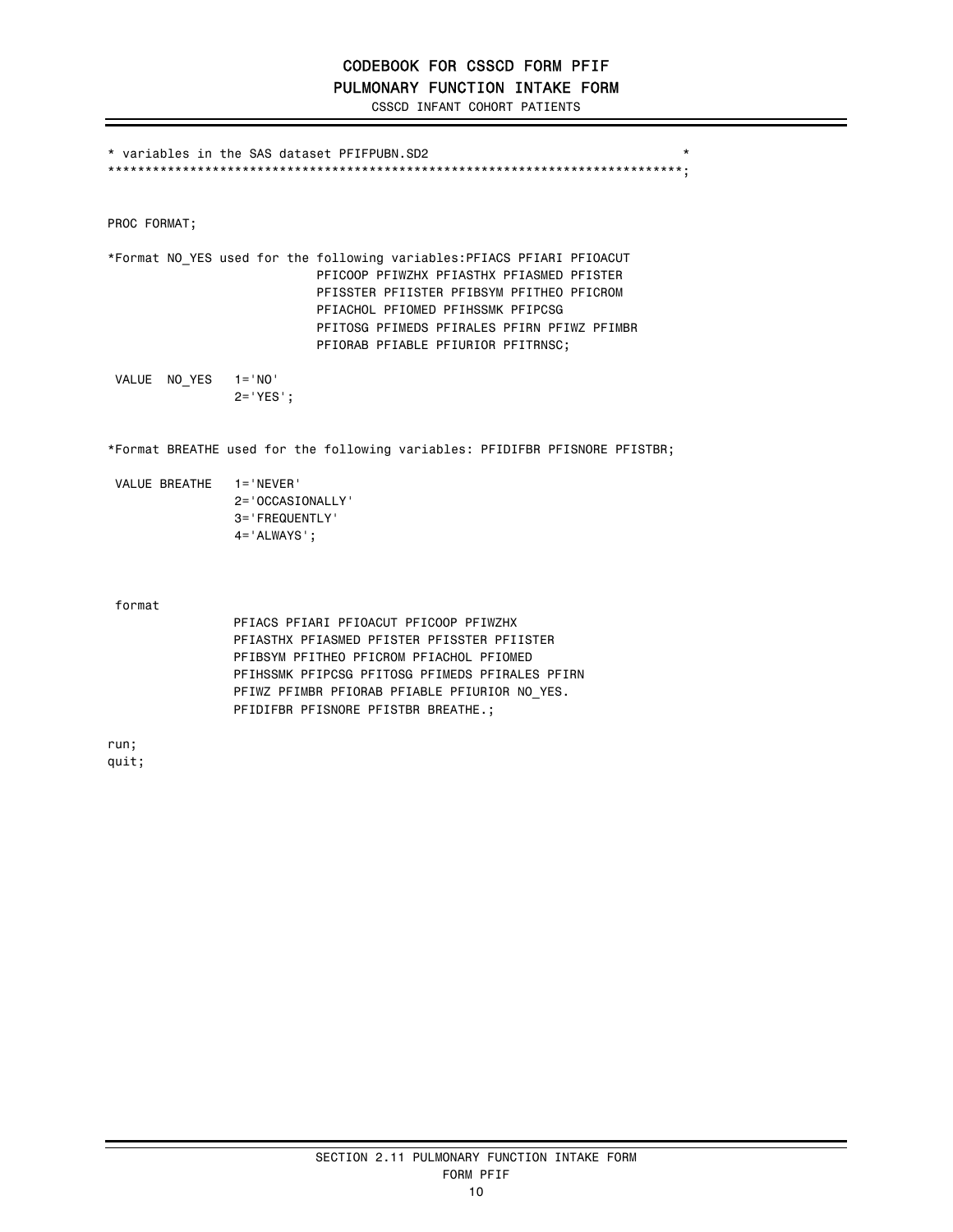# CODEBOOK FOR CSSCD FORM PFIF

## PULMONARY FUNCTION INTAKE FORM

CSSCD INFANT COHORT PATIENTS

```
* variables in the SAS dataset PFIFPUBN.SD2                                    *
******************************************************************************;


PROC FORMAT;

*Format NO_YES used for the following variables:PFIACS PFIARI PFIOACUT
                          PFICOOP PFIWZHX PFIASTHX PFIASMED PFISTER
                          PFISSTER PFIISTER PFIBSYM PFITHEO PFICROM
                          PFIACHOL PFIOMED PFIHSSMK PFIPCSG
                          PFITOSG PFIMEDS PFIRALES PFIRN PFIWZ PFIMBR
                          PFIORAB PFIABLE PFIURIOR PFITRNSC;

 VALUE  NO_YES   1='NO'
                 2='YES';


*Format BREATHE used for the following variables: PFIDIFBR PFISNORE PFISTBR;

 VALUE BREATHE   1='NEVER'
                 2='OCCASIONALLY'
                 3='FREQUENTLY'
                 4='ALWAYS';



 format
                PFIACS PFIARI PFIOACUT PFICOOP PFIWZHX
                PFIASTHX PFIASMED PFISTER PFISSTER PFIISTER
                PFIBSYM PFITHEO PFICROM PFIACHOL PFIOMED
                PFIHSSMK PFIPCSG PFITOSG PFIMEDS PFIRALES PFIRN
                PFIWZ PFIMBR PFIORAB PFIABLE PFIURIOR NO_YES.
                PFIDIFBR PFISNORE PFISTBR BREATHE.;

run;
quit;
```

SECTION 2.11 PULMONARY FUNCTION INTAKE FORM

FORM PFIF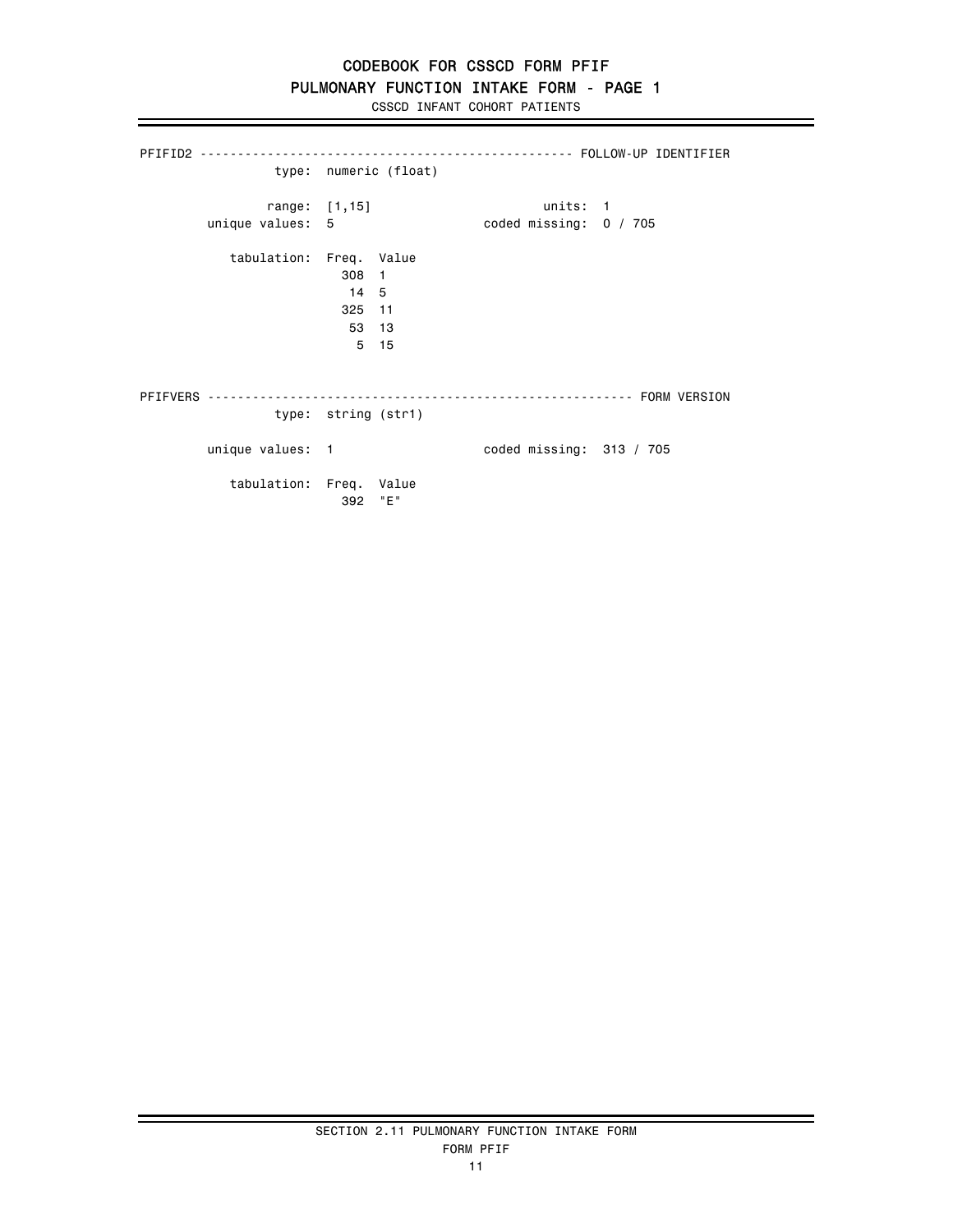# CODEBOOK FOR CSSCD FORM PFIF

## PULMONARY FUNCTION INTAKE FORM - PAGE 1

CSSCD INFANT COHORT PATIENTS

---

PFIFID2 ------------------------------------------------ FOLLOW-UP IDENTIFIER

type: numeric (float)

range: [1,15] units: 1

unique values: 5 coded missing: 0 / 705

tabulation:

| Freq. | Value |
|---|---|
| 308 | 1 |
| 14 | 5 |
| 325 | 11 |
| 53 | 13 |
| 5 | 15 |

PFIFVERS ------------------------------------------------------- FORM VERSION

type: string (str1)

unique values: 1 coded missing: 313 / 705

tabulation:

| Freq. | Value |
|---|---|
| 392 | "E" |

SECTION 2.11 PULMONARY FUNCTION INTAKE FORM

FORM PFIF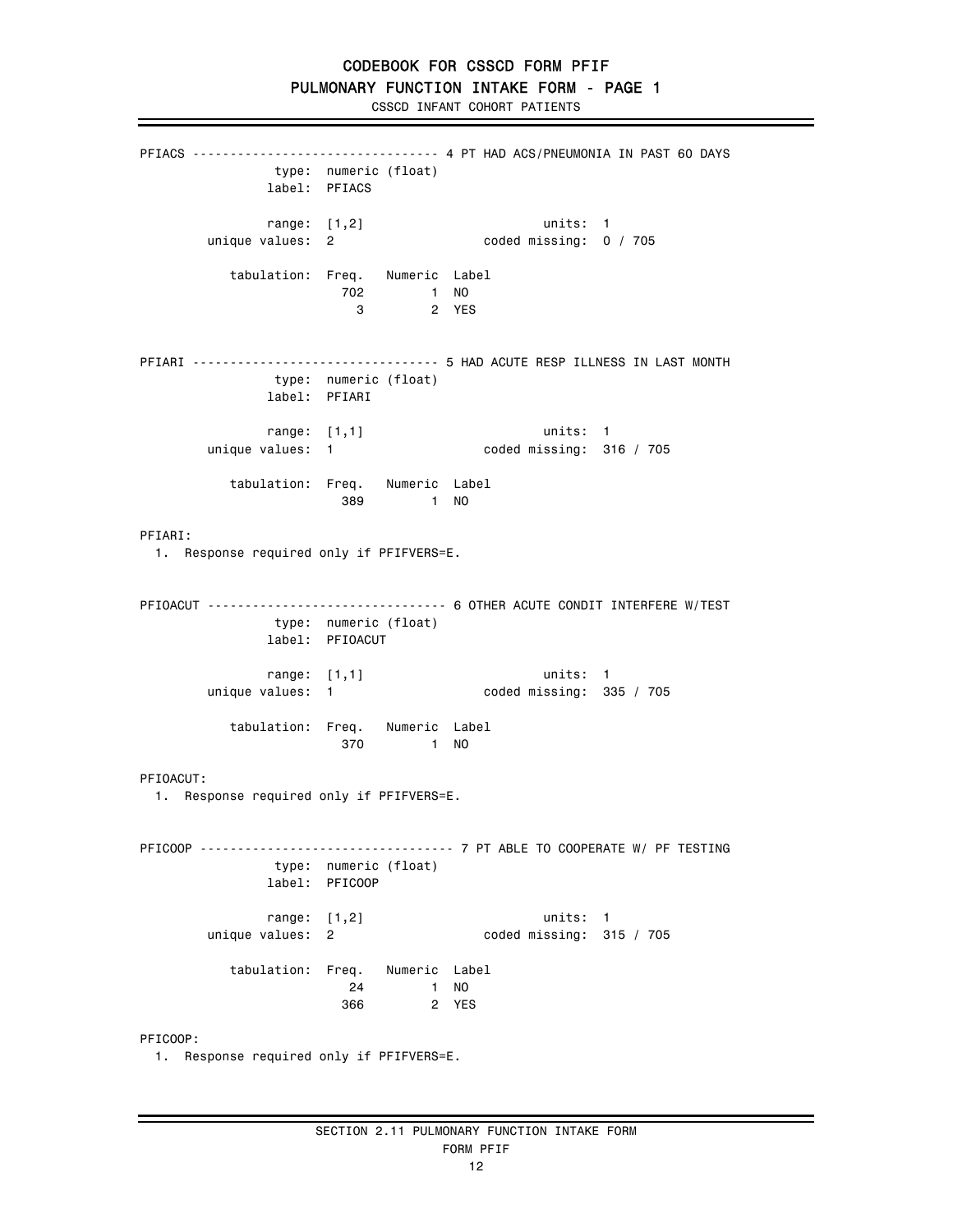# CODEBOOK FOR CSSCD FORM PFIF

## PULMONARY FUNCTION INTAKE FORM - PAGE 1

CSSCD INFANT COHORT PATIENTS

```
PFIACS -------------------------------- 4 PT HAD ACS/PNEUMONIA IN PAST 60 DAYS
                type:  numeric (float)
               label:  PFIACS

               range:  [1,2]                        units:  1
       unique values:  2                    coded missing:  0 / 705

          tabulation:  Freq.   Numeric  Label
                         702         1  NO
                           3         2  YES


PFIARI -------------------------------- 5 HAD ACUTE RESP ILLNESS IN LAST MONTH
                type:  numeric (float)
               label:  PFIARI

               range:  [1,1]                        units:  1
       unique values:  1                    coded missing:  316 / 705

          tabulation:  Freq.   Numeric  Label
                         389         1  NO
```

PFIARI:
  1. Response required only if PFIFVERS=E.

```
PFIOACUT ------------------------------- 6 OTHER ACUTE CONDIT INTERFERE W/TEST
                type:  numeric (float)
               label:  PFIOACUT

               range:  [1,1]                        units:  1
       unique values:  1                    coded missing:  335 / 705

          tabulation:  Freq.   Numeric  Label
                         370         1  NO
```

PFIOACUT:
  1. Response required only if PFIFVERS=E.

```
PFICOOP -------------------------------- 7 PT ABLE TO COOPERATE W/ PF TESTING
                type:  numeric (float)
               label:  PFICOOP

               range:  [1,2]                        units:  1
       unique values:  2                    coded missing:  315 / 705

          tabulation:  Freq.   Numeric  Label
                          24         1  NO
                         366         2  YES
```

PFICOOP:
  1. Response required only if PFIFVERS=E.

SECTION 2.11 PULMONARY FUNCTION INTAKE FORM
FORM PFIF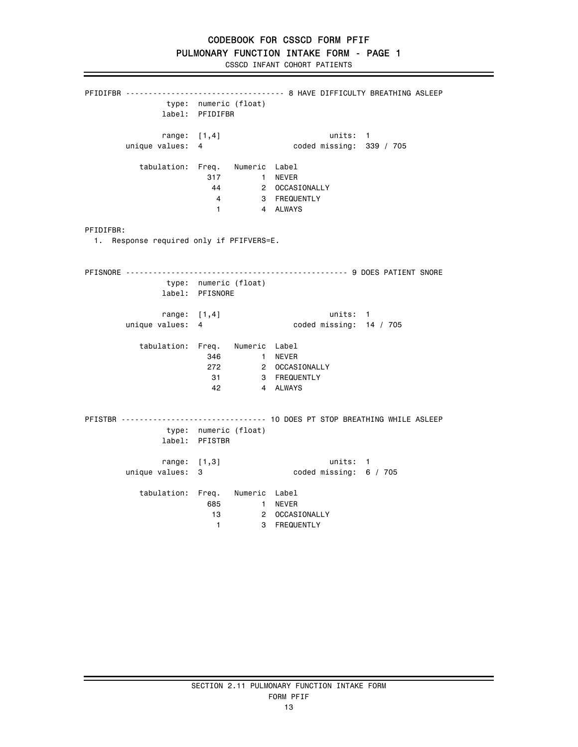# CODEBOOK FOR CSSCD FORM PFIF

## PULMONARY FUNCTION INTAKE FORM - PAGE 1

CSSCD INFANT COHORT PATIENTS

---

### PFIDIFBR ---------------------------------- 8 HAVE DIFFICULTY BREATHING ASLEEP

type: numeric (float)
label: PFIDIFBR

range: [1,4] units: 1
unique values: 4 coded missing: 339 / 705

tabulation:

| Freq. | Numeric | Label |
|---|---|---|
| 317 | 1 | NEVER |
| 44 | 2 | OCCASIONALLY |
| 4 | 3 | FREQUENTLY |
| 1 | 4 | ALWAYS |

PFIDIFBR:

1. Response required only if PFIFVERS=E.

### PFISNORE ------------------------------------------------ 9 DOES PATIENT SNORE

type: numeric (float)
label: PFISNORE

range: [1,4] units: 1
unique values: 4 coded missing: 14 / 705

tabulation:

| Freq. | Numeric | Label |
|---|---|---|
| 346 | 1 | NEVER |
| 272 | 2 | OCCASIONALLY |
| 31 | 3 | FREQUENTLY |
| 42 | 4 | ALWAYS |

### PFISTBR ------------------------------- 10 DOES PT STOP BREATHING WHILE ASLEEP

type: numeric (float)
label: PFISTBR

range: [1,3] units: 1
unique values: 3 coded missing: 6 / 705

tabulation:

| Freq. | Numeric | Label |
|---|---|---|
| 685 | 1 | NEVER |
| 13 | 2 | OCCASIONALLY |
| 1 | 3 | FREQUENTLY |

SECTION 2.11 PULMONARY FUNCTION INTAKE FORM
FORM PFIF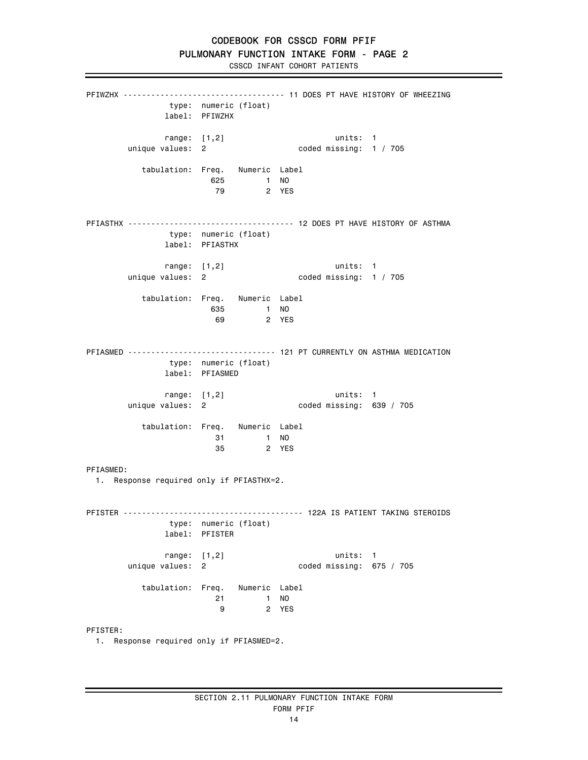# CODEBOOK FOR CSSCD FORM PFIF

## PULMONARY FUNCTION INTAKE FORM - PAGE 2

CSSCD INFANT COHORT PATIENTS

---

**PFIWZHX** ---------------------------------- 11 DOES PT HAVE HISTORY OF WHEEZING

```
                type: numeric (float)
               label: PFIWZHX

               range: [1,2]                      units: 1
       unique values: 2                  coded missing: 1 / 705

          tabulation: Freq.   Numeric  Label
                        625         1  NO
                         79         2  YES
```

**PFIASTHX** ----------------------------------- 12 DOES PT HAVE HISTORY OF ASTHMA

```
                type: numeric (float)
               label: PFIASTHX

               range: [1,2]                      units: 1
       unique values: 2                  coded missing: 1 / 705

          tabulation: Freq.   Numeric  Label
                        635         1  NO
                         69         2  YES
```

**PFIASMED** ------------------------------- 121 PT CURRENTLY ON ASTHMA MEDICATION

```
                type: numeric (float)
               label: PFIASMED

               range: [1,2]                      units: 1
       unique values: 2                  coded missing: 639 / 705

          tabulation: Freq.   Numeric  Label
                         31         1  NO
                         35         2  YES
```

PFIASMED:

1. Response required only if PFIASTHX=2.

**PFISTER** -------------------------------------- 122A IS PATIENT TAKING STEROIDS

```
                type: numeric (float)
               label: PFISTER

               range: [1,2]                      units: 1
       unique values: 2                  coded missing: 675 / 705

          tabulation: Freq.   Numeric  Label
                         21         1  NO
                          9         2  YES
```

PFISTER:

1. Response required only if PFIASMED=2.

---

SECTION 2.11 PULMONARY FUNCTION INTAKE FORM

FORM PFIF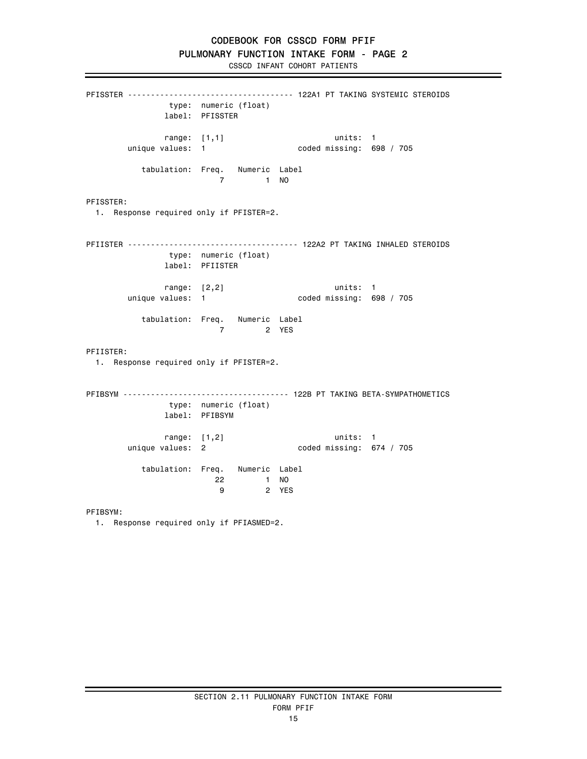# CODEBOOK FOR CSSCD FORM PFIF

## PULMONARY FUNCTION INTAKE FORM - PAGE 2

CSSCD INFANT COHORT PATIENTS

```
PFISSTER ---------------------------------- 122A1 PT TAKING SYSTEMIC STEROIDS
                 type:  numeric (float)
                label:  PFISSTER

                range:  [1,1]                       units:  1
        unique values:  1                   coded missing:  698 / 705

           tabulation:  Freq.   Numeric  Label
                            7         1  NO
```

PFISSTER:

1. Response required only if PFISTER=2.

```
PFIISTER ------------------------------------ 122A2 PT TAKING INHALED STEROIDS
                 type:  numeric (float)
                label:  PFIISTER

                range:  [2,2]                       units:  1
        unique values:  1                   coded missing:  698 / 705

           tabulation:  Freq.   Numeric  Label
                            7         2  YES
```

PFIISTER:

1. Response required only if PFISTER=2.

```
PFIBSYM ----------------------------------- 122B PT TAKING BETA-SYMPATHOMETICS
                 type:  numeric (float)
                label:  PFIBSYM

                range:  [1,2]                       units:  1
        unique values:  2                   coded missing:  674 / 705

           tabulation:  Freq.   Numeric  Label
                           22         1  NO
                            9         2  YES
```

PFIBSYM:

1. Response required only if PFIASMED=2.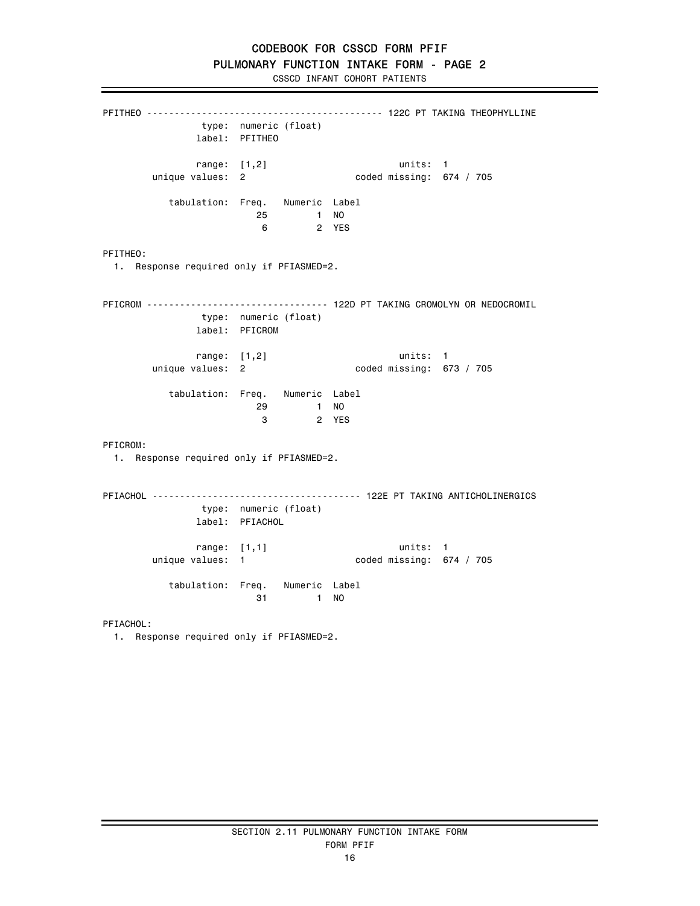# CODEBOOK FOR CSSCD FORM PFIF

## PULMONARY FUNCTION INTAKE FORM - PAGE 2

CSSCD INFANT COHORT PATIENTS

```
PFITHEO ------------------------------------------ 122C PT TAKING THEOPHYLLINE
                type:  numeric (float)
               label:  PFITHEO

               range:  [1,2]                      units:  1
       unique values:  2                  coded missing:  674 / 705

          tabulation:  Freq.   Numeric  Label
                          25         1  NO
                           6         2  YES
```

PFITHEO:

1. Response required only if PFIASMED=2.

```
PFICROM --------------------------------- 122D PT TAKING CROMOLYN OR NEDOCROMIL
                type:  numeric (float)
               label:  PFICROM

               range:  [1,2]                      units:  1
       unique values:  2                  coded missing:  673 / 705

          tabulation:  Freq.   Numeric  Label
                          29         1  NO
                           3         2  YES
```

PFICROM:

1. Response required only if PFIASMED=2.

```
PFIACHOL -------------------------------------- 122E PT TAKING ANTICHOLINERGICS
                type:  numeric (float)
               label:  PFIACHOL

               range:  [1,1]                      units:  1
       unique values:  1                  coded missing:  674 / 705

          tabulation:  Freq.   Numeric  Label
                          31         1  NO
```

PFIACHOL:

1. Response required only if PFIASMED=2.

SECTION 2.11 PULMONARY FUNCTION INTAKE FORM

FORM PFIF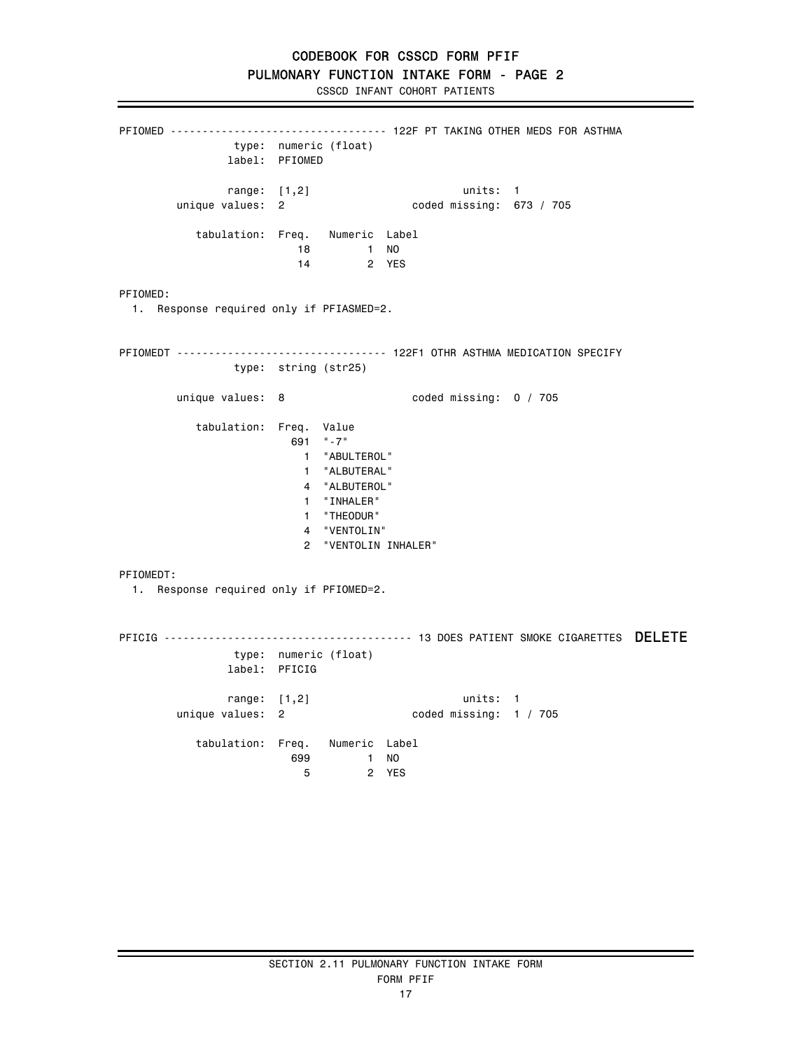# CODEBOOK FOR CSSCD FORM PFIF

## PULMONARY FUNCTION INTAKE FORM - PAGE 2

CSSCD INFANT COHORT PATIENTS

```
PFIOMED ---------------------------------- 122F PT TAKING OTHER MEDS FOR ASTHMA
                 type:  numeric (float)
                label:  PFIOMED

                range:  [1,2]                      units:  1
        unique values:  2                  coded missing:  673 / 705

           tabulation:  Freq.   Numeric  Label
                           18         1  NO
                           14         2  YES
```

PFIOMED:

1. Response required only if PFIASMED=2.

```
PFIOMEDT --------------------------------- 122F1 OTHR ASTHMA MEDICATION SPECIFY
                 type:  string (str25)

        unique values:  8                  coded missing:  0 / 705

           tabulation:  Freq.  Value
                          691  "-7"
                            1  "ABULTEROL"
                            1  "ALBUTERAL"
                            4  "ALBUTEROL"
                            1  "INHALER"
                            1  "THEODUR"
                            4  "VENTOLIN"
                            2  "VENTOLIN INHALER"
```

PFIOMEDT:

1. Response required only if PFIOMED=2.

```
PFICIG --------------------------------------- 13 DOES PATIENT SMOKE CIGARETTES  DELETE
                 type:  numeric (float)
                label:  PFICIG

                range:  [1,2]                      units:  1
        unique values:  2                  coded missing:  1 / 705

           tabulation:  Freq.   Numeric  Label
                          699         1  NO
                            5         2  YES
```

SECTION 2.11 PULMONARY FUNCTION INTAKE FORM

FORM PFIF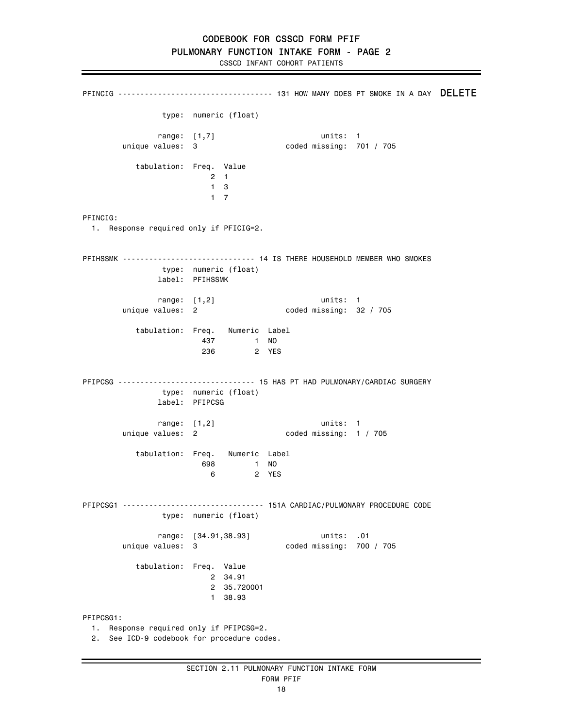# CODEBOOK FOR CSSCD FORM PFIF

## PULMONARY FUNCTION INTAKE FORM - PAGE 2

CSSCD INFANT COHORT PATIENTS

---

**PFINCIG** ---------------------------------- 131 HOW MANY DOES PT SMOKE IN A DAY **DELETE**

```
                 type:  numeric (float)

                range:  [1,7]                        units:  1
        unique values:  3                    coded missing:  701 / 705

           tabulation:  Freq.  Value
                            2  1
                            1  3
                            1  7
```

PFINCIG:

1. Response required only if PFICIG=2.

**PFIHSSMK** ----------------------------- 14 IS THERE HOUSEHOLD MEMBER WHO SMOKES

```
                 type:  numeric (float)
                label:  PFIHSSMK

                range:  [1,2]                        units:  1
        unique values:  2                    coded missing:  32 / 705

           tabulation:  Freq.   Numeric  Label
                          437         1  NO
                          236         2  YES
```

**PFIPCSG** ------------------------------ 15 HAS PT HAD PULMONARY/CARDIAC SURGERY

```
                 type:  numeric (float)
                label:  PFIPCSG

                range:  [1,2]                        units:  1
        unique values:  2                    coded missing:  1 / 705

           tabulation:  Freq.   Numeric  Label
                          698         1  NO
                            6         2  YES
```

**PFIPCSG1** ------------------------------- 151A CARDIAC/PULMONARY PROCEDURE CODE

```
                 type:  numeric (float)

                range:  [34.91,38.93]                units:  .01
        unique values:  3                    coded missing:  700 / 705

           tabulation:  Freq.  Value
                            2  34.91
                            2  35.720001
                            1  38.93
```

PFIPCSG1:

1. Response required only if PFIPCSG=2.
2. See ICD-9 codebook for procedure codes.

---

SECTION 2.11 PULMONARY FUNCTION INTAKE FORM

FORM PFIF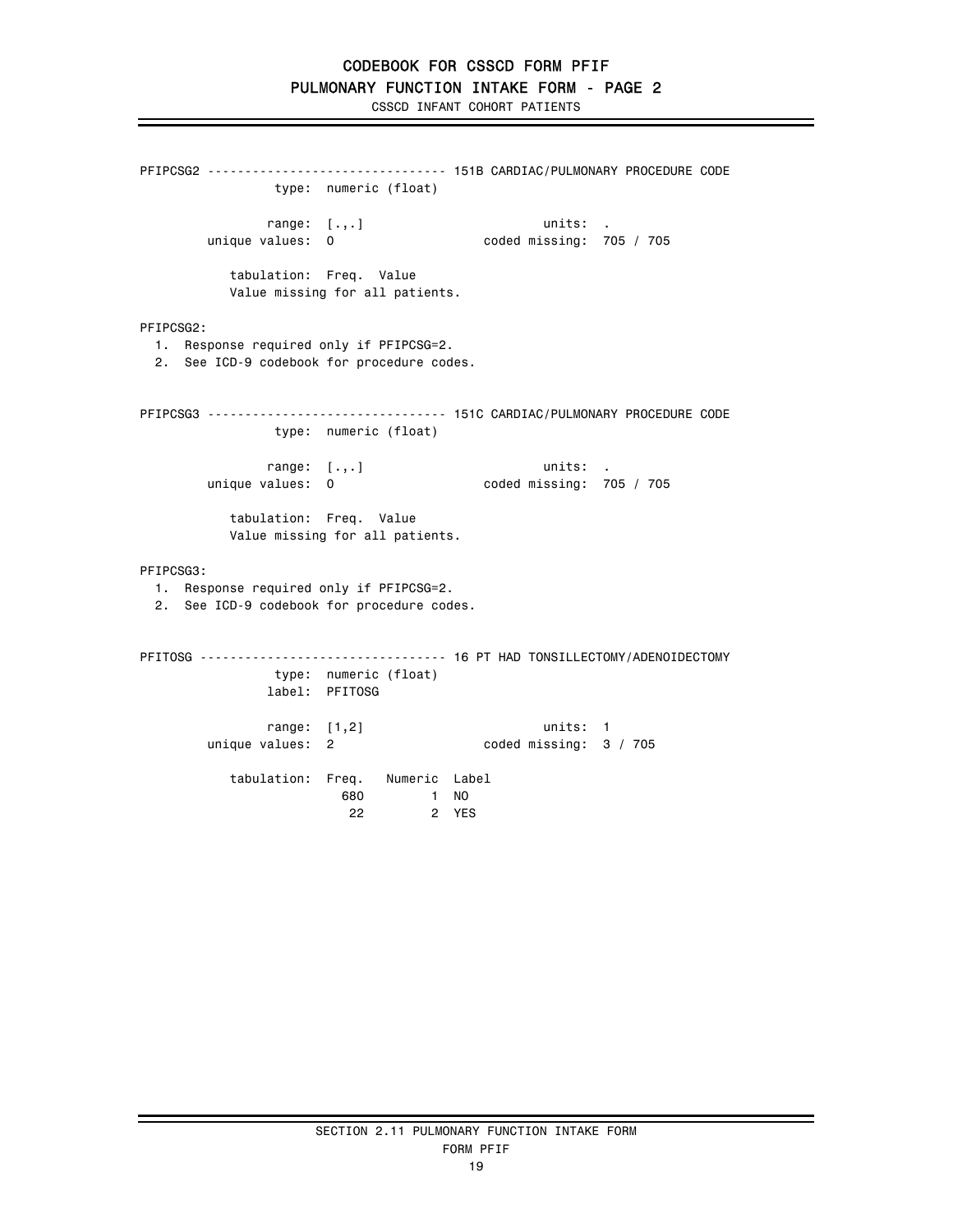```
PFIPCSG2 ------------------------------- 151B CARDIAC/PULMONARY PROCEDURE CODE
                 type:  numeric (float)

                range:  [.,.]                        units:  .
        unique values:  0                   coded missing:  705 / 705

           tabulation:  Freq.  Value
           Value missing for all patients.
```

PFIPCSG2:

1. Response required only if PFIPCSG=2.
2. See ICD-9 codebook for procedure codes.

```
PFIPCSG3 ------------------------------- 151C CARDIAC/PULMONARY PROCEDURE CODE
                 type:  numeric (float)

                range:  [.,.]                        units:  .
        unique values:  0                   coded missing:  705 / 705

           tabulation:  Freq.  Value
           Value missing for all patients.
```

PFIPCSG3:

1. Response required only if PFIPCSG=2.
2. See ICD-9 codebook for procedure codes.

```
PFITOSG -------------------------------- 16 PT HAD TONSILLECTOMY/ADENOIDECTOMY
                 type:  numeric (float)
                label:  PFITOSG

                range:  [1,2]                        units:  1
        unique values:  2                   coded missing:  3 / 705

           tabulation:  Freq.   Numeric  Label
                          680         1  NO
                           22         2  YES
```

SECTION 2.11 PULMONARY FUNCTION INTAKE FORM

FORM PFIF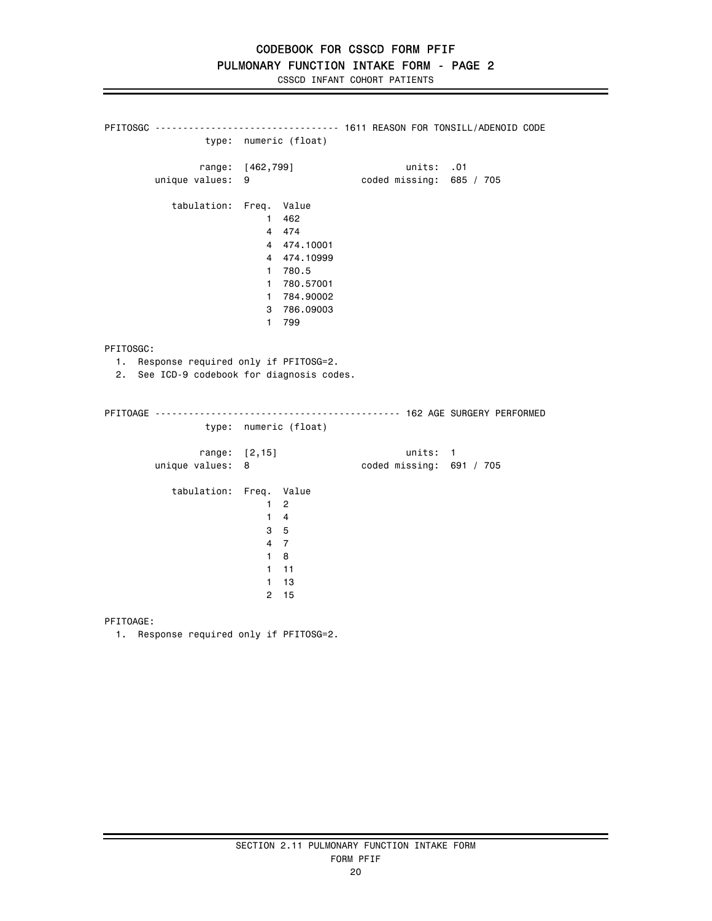# CODEBOOK FOR CSSCD FORM PFIF

## PULMONARY FUNCTION INTAKE FORM - PAGE 2

CSSCD INFANT COHORT PATIENTS

```
PFITOSGC -------------------------------- 1611 REASON FOR TONSILL/ADENOID CODE
                 type:  numeric (float)

                range:  [462,799]                    units:  .01
        unique values:  9                    coded missing:  685 / 705

           tabulation:  Freq.  Value
                            1  462
                            4  474
                            4  474.10001
                            4  474.10999
                            1  780.5
                            1  780.57001
                            1  784.90002
                            3  786.09003
                            1  799
```

PFITOSGC:

1. Response required only if PFITOSG=2.
2. See ICD-9 codebook for diagnosis codes.

```
PFITOAGE -------------------------------------------- 162 AGE SURGERY PERFORMED
                 type:  numeric (float)

                range:  [2,15]                       units:  1
        unique values:  8                    coded missing:  691 / 705

           tabulation:  Freq.  Value
                            1  2
                            1  4
                            3  5
                            4  7
                            1  8
                            1  11
                            1  13
                            2  15
```

PFITOAGE:

1. Response required only if PFITOSG=2.

SECTION 2.11 PULMONARY FUNCTION INTAKE FORM

FORM PFIF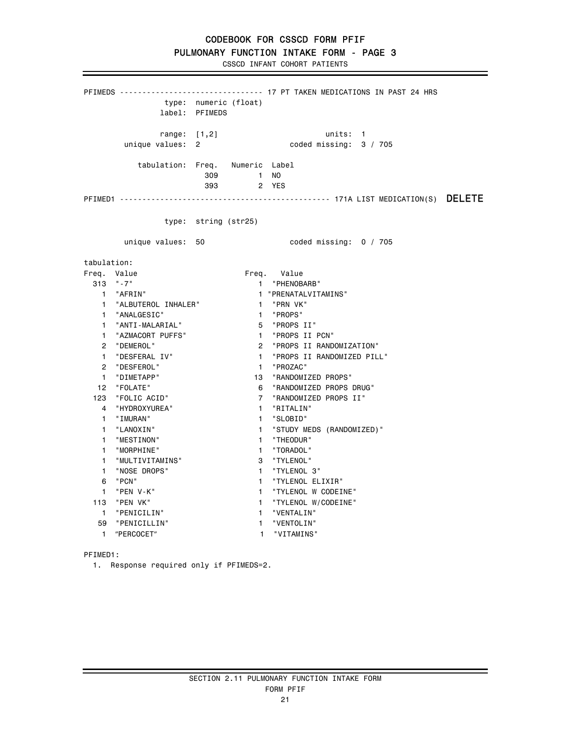# CODEBOOK FOR CSSCD FORM PFIF

## PULMONARY FUNCTION INTAKE FORM - PAGE 3

CSSCD INFANT COHORT PATIENTS

```
PFIMEDS -------------------------------- 17 PT TAKEN MEDICATIONS IN PAST 24 HRS
                 type:  numeric (float)
                label:  PFIMEDS

                range:  [1,2]                      units:  1
        unique values:  2                  coded missing:  3 / 705

           tabulation:  Freq.   Numeric  Label
                          309         1  NO
                          393         2  YES
```

```
PFIMED1 ---------------------------------------------- 171A LIST MEDICATION(S)  DELETE

                 type:  string (str25)

        unique values:  50                 coded missing:  0 / 705

tabulation:
Freq.  Value                      Freq.   Value
  313  "-7"                          1  "PHENOBARB"
    1  "AFRIN"                       1 "PRENATALVITAMINS"
    1  "ALBUTEROL INHALER"           1  "PRN VK"
    1  "ANALGESIC"                   1  "PROPS"
    1  "ANTI-MALARIAL"               5  "PROPS II"
    1  "AZMACORT PUFFS"              1  "PROPS II PCN"
    2  "DEMEROL"                     2  "PROPS II RANDOMIZATION"
    1  "DESFERAL IV"                 1  "PROPS II RANDOMIZED PILL"
    2  "DESFEROL"                    1  "PROZAC"
    1  "DIMETAPP"                   13  "RANDOMIZED PROPS"
   12  "FOLATE"                      6  "RANDOMIZED PROPS DRUG"
  123  "FOLIC ACID"                  7  "RANDOMIZED PROPS II"
    4  "HYDROXYUREA"                 1  "RITALIN"
    1  "IMURAN"                      1  "SLOBID"
    1  "LANOXIN"                     1  "STUDY MEDS (RANDOMIZED)"
    1  "MESTINON"                    1  "THEODUR"
    1  "MORPHINE"                    1  "TORADOL"
    1  "MULTIVITAMINS"               3  "TYLENOL"
    1  "NOSE DROPS"                  1  "TYLENOL 3"
    6  "PCN"                         1  "TYLENOL ELIXIR"
    1  "PEN V-K"                     1  "TYLENOL W CODEINE"
  113  "PEN VK"                      1  "TYLENOL W/CODEINE"
    1  "PENICILIN"                   1  "VENTALIN"
   59  "PENICILLIN"                  1  "VENTOLIN"
    1  "PERCOCET"                    1  "VITAMINS"
```

PFIMED1:

1. Response required only if PFIMEDS=2.

SECTION 2.11 PULMONARY FUNCTION INTAKE FORM

FORM PFIF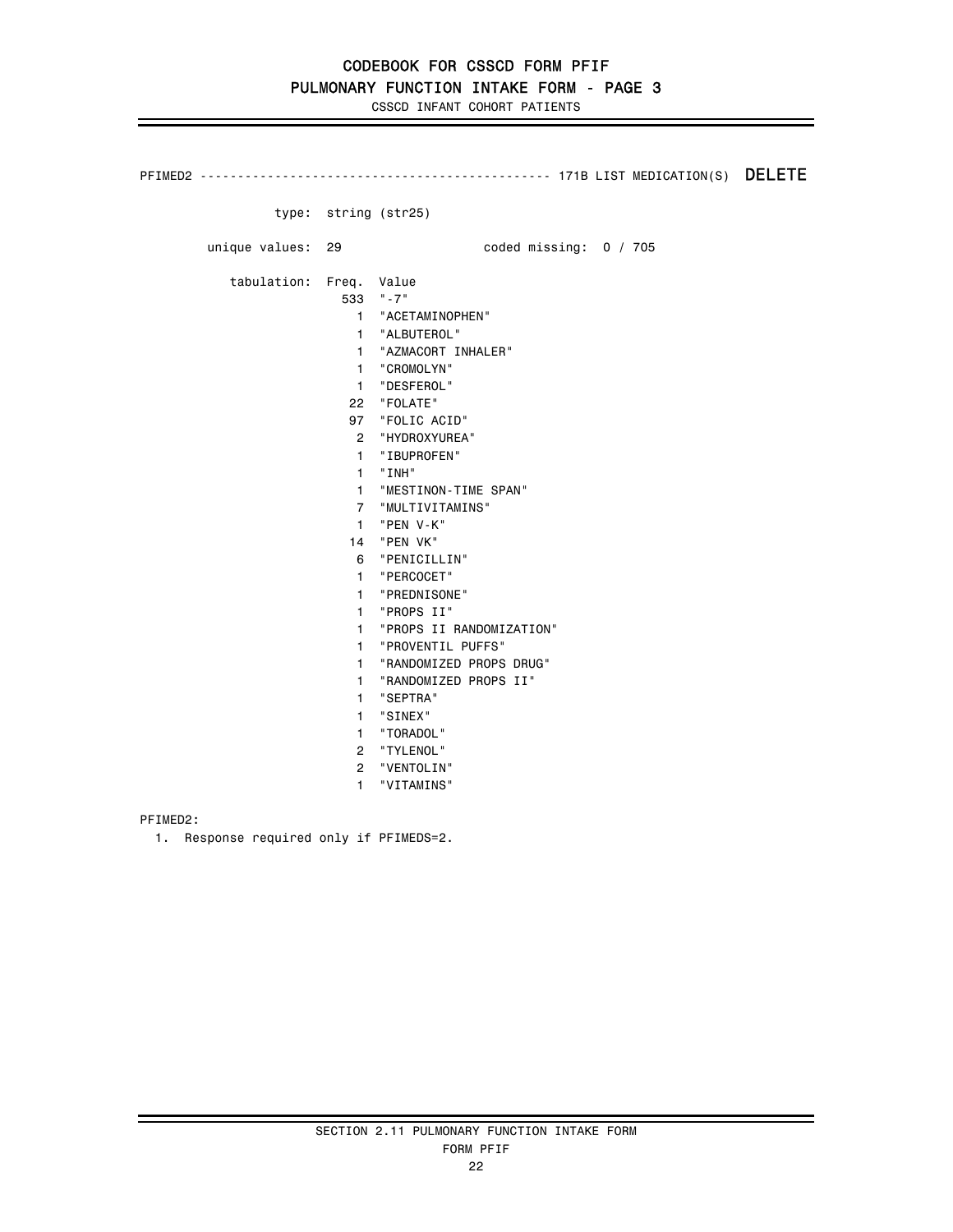# CODEBOOK FOR CSSCD FORM PFIF

## PULMONARY FUNCTION INTAKE FORM - PAGE 3

CSSCD INFANT COHORT PATIENTS

PFIMED2 ---------------------------------------------- 171B LIST MEDICATION(S) DELETE

type: string (str25)

unique values: 29 coded missing: 0 / 705

tabulation:

| Freq. | Value |
|---|---|
| 533 | "-7" |
| 1 | "ACETAMINOPHEN" |
| 1 | "ALBUTEROL" |
| 1 | "AZMACORT INHALER" |
| 1 | "CROMOLYN" |
| 1 | "DESFEROL" |
| 22 | "FOLATE" |
| 97 | "FOLIC ACID" |
| 2 | "HYDROXYUREA" |
| 1 | "IBUPROFEN" |
| 1 | "INH" |
| 1 | "MESTINON-TIME SPAN" |
| 7 | "MULTIVITAMINS" |
| 1 | "PEN V-K" |
| 14 | "PEN VK" |
| 6 | "PENICILLIN" |
| 1 | "PERCOCET" |
| 1 | "PREDNISONE" |
| 1 | "PROPS II" |
| 1 | "PROPS II RANDOMIZATION" |
| 1 | "PROVENTIL PUFFS" |
| 1 | "RANDOMIZED PROPS DRUG" |
| 1 | "RANDOMIZED PROPS II" |
| 1 | "SEPTRA" |
| 1 | "SINEX" |
| 1 | "TORADOL" |
| 2 | "TYLENOL" |
| 2 | "VENTOLIN" |
| 1 | "VITAMINS" |

PFIMED2:

1. Response required only if PFIMEDS=2.

SECTION 2.11 PULMONARY FUNCTION INTAKE FORM

FORM PFIF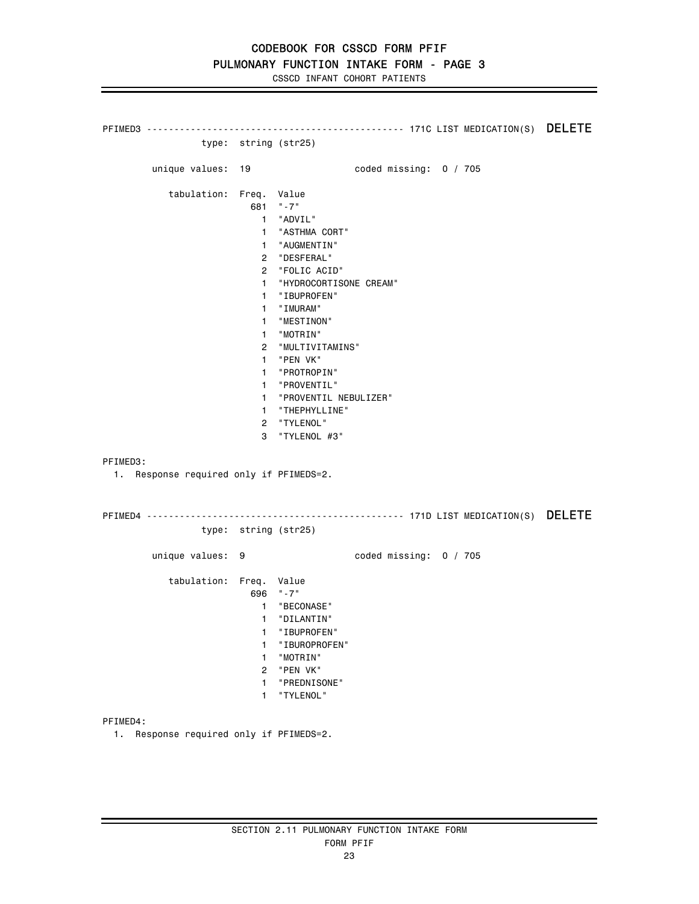PFIMED3 ---------------------------------------------- 171C LIST MEDICATION(S) DELETE

type: string (str25)

unique values: 19 coded missing: 0 / 705

tabulation:

| Freq. | Value |
|---|---|
| 681 | "-7" |
| 1 | "ADVIL" |
| 1 | "ASTHMA CORT" |
| 1 | "AUGMENTIN" |
| 2 | "DESFERAL" |
| 2 | "FOLIC ACID" |
| 1 | "HYDROCORTISONE CREAM" |
| 1 | "IBUPROFEN" |
| 1 | "IMURAM" |
| 1 | "MESTINON" |
| 1 | "MOTRIN" |
| 2 | "MULTIVITAMINS" |
| 1 | "PEN VK" |
| 1 | "PROTROPIN" |
| 1 | "PROVENTIL" |
| 1 | "PROVENTIL NEBULIZER" |
| 1 | "THEPHYLLINE" |
| 2 | "TYLENOL" |
| 3 | "TYLENOL #3" |

PFIMED3:

1. Response required only if PFIMEDS=2.

PFIMED4 ---------------------------------------------- 171D LIST MEDICATION(S) DELETE

type: string (str25)

unique values: 9 coded missing: 0 / 705

tabulation:

| Freq. | Value |
|---|---|
| 696 | "-7" |
| 1 | "BECONASE" |
| 1 | "DILANTIN" |
| 1 | "IBUPROFEN" |
| 1 | "IBUROPROFEN" |
| 1 | "MOTRIN" |
| 2 | "PEN VK" |
| 1 | "PREDNISONE" |
| 1 | "TYLENOL" |

PFIMED4:

1. Response required only if PFIMEDS=2.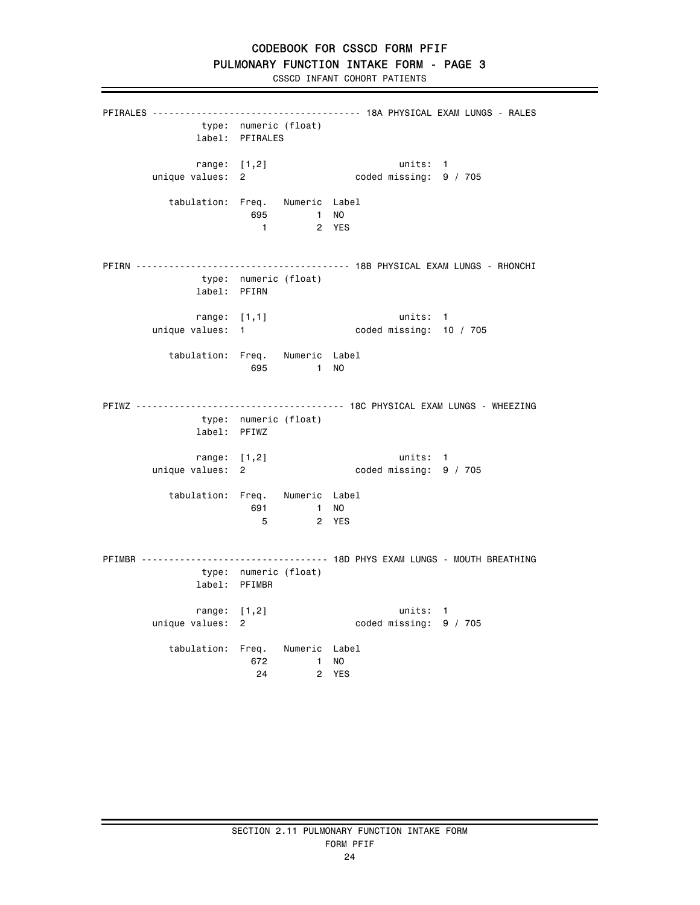# CODEBOOK FOR CSSCD FORM PFIF

## PULMONARY FUNCTION INTAKE FORM - PAGE 3

CSSCD INFANT COHORT PATIENTS

---

**PFIRALES** ------------------------------------- 18A PHYSICAL EXAM LUNGS - RALES

```
          type:  numeric (float)
         label:  PFIRALES

         range:  [1,2]                     units:  1
 unique values:  2                 coded missing:  9 / 705

   tabulation:  Freq.   Numeric  Label
                  695         1  NO
                    1         2  YES
```

**PFIRN** -------------------------------------- 18B PHYSICAL EXAM LUNGS - RHONCHI

```
          type:  numeric (float)
         label:  PFIRN

         range:  [1,1]                     units:  1
 unique values:  1                 coded missing:  10 / 705

   tabulation:  Freq.   Numeric  Label
                  695         1  NO
```

**PFIWZ** ------------------------------------- 18C PHYSICAL EXAM LUNGS - WHEEZING

```
          type:  numeric (float)
         label:  PFIWZ

         range:  [1,2]                     units:  1
 unique values:  2                 coded missing:  9 / 705

   tabulation:  Freq.   Numeric  Label
                  691         1  NO
                    5         2  YES
```

**PFIMBR** --------------------------------- 18D PHYS EXAM LUNGS - MOUTH BREATHING

```
          type:  numeric (float)
         label:  PFIMBR

         range:  [1,2]                     units:  1
 unique values:  2                 coded missing:  9 / 705

   tabulation:  Freq.   Numeric  Label
                  672         1  NO
                   24         2  YES
```

---

SECTION 2.11 PULMONARY FUNCTION INTAKE FORM

FORM PFIF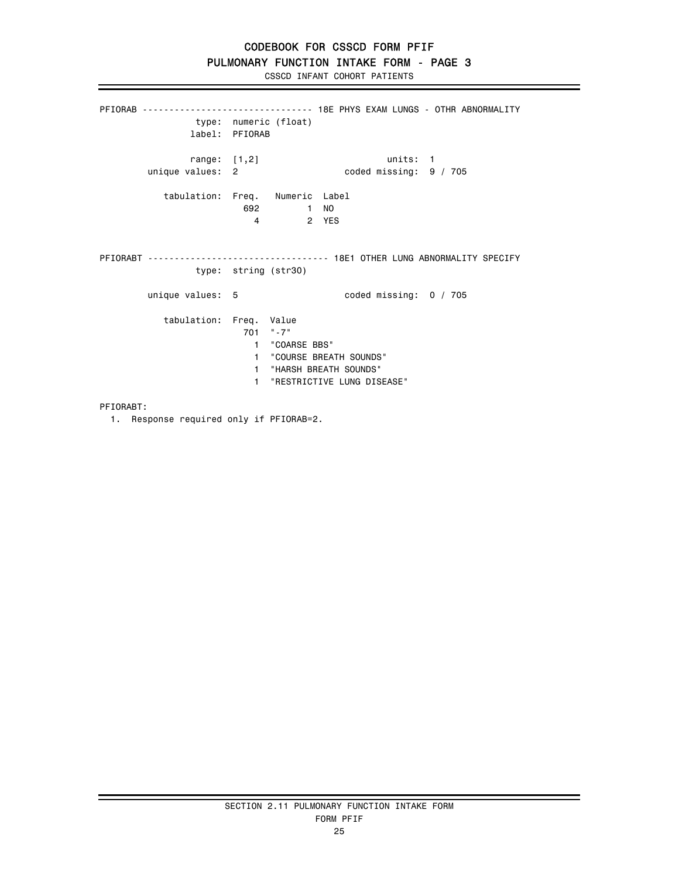# CODEBOOK FOR CSSCD FORM PFIF

## PULMONARY FUNCTION INTAKE FORM - PAGE 3

CSSCD INFANT COHORT PATIENTS

```
PFIORAB ------------------------------- 18E PHYS EXAM LUNGS - OTHR ABNORMALITY
                 type: numeric (float)
                label: PFIORAB

                range: [1,2]                      units: 1
        unique values: 2                  coded missing: 9 / 705

           tabulation: Freq.   Numeric  Label
                         692         1  NO
                           4         2  YES


PFIORABT --------------------------------- 18E1 OTHER LUNG ABNORMALITY SPECIFY
                 type: string (str30)

        unique values: 5                  coded missing: 0 / 705

           tabulation: Freq.  Value
                         701  "-7"
                           1  "COARSE BBS"
                           1  "COURSE BREATH SOUNDS"
                           1  "HARSH BREATH SOUNDS"
                           1  "RESTRICTIVE LUNG DISEASE"
```

PFIORABT:

1. Response required only if PFIORAB=2.

SECTION 2.11 PULMONARY FUNCTION INTAKE FORM

FORM PFIF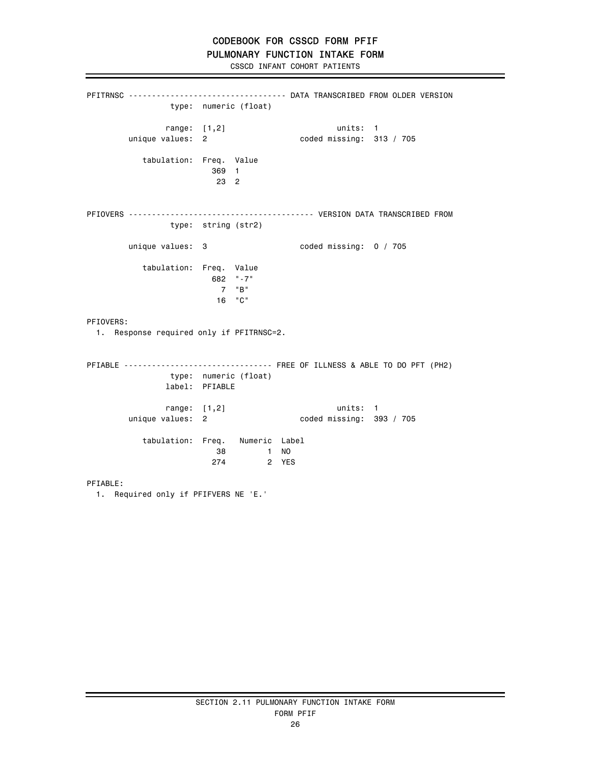# CODEBOOK FOR CSSCD FORM PFIF

## PULMONARY FUNCTION INTAKE FORM

CSSCD INFANT COHORT PATIENTS

---

**PFITRNSC** --------------------------------- DATA TRANSCRIBED FROM OLDER VERSION

type: numeric (float)

range: [1,2] units: 1

unique values: 2 coded missing: 313 / 705

tabulation:

| Freq. | Value |
|---|---|
| 369 | 1 |
| 23 | 2 |

**PFIOVERS** --------------------------------------- VERSION DATA TRANSCRIBED FROM

type: string (str2)

unique values: 3 coded missing: 0 / 705

tabulation:

| Freq. | Value |
|---|---|
| 682 | "-7" |
| 7 | "B" |
| 16 | "C" |

PFIOVERS:

1. Response required only if PFITRNSC=2.

**PFIABLE** ------------------------------- FREE OF ILLNESS & ABLE TO DO PFT (PH2)

type: numeric (float)

label: PFIABLE

range: [1,2] units: 1

unique values: 2 coded missing: 393 / 705

tabulation:

| Freq. | Numeric | Label |
|---|---|---|
| 38 | 1 | NO |
| 274 | 2 | YES |

PFIABLE:

1. Required only if PFIFVERS NE 'E.'

---

SECTION 2.11 PULMONARY FUNCTION INTAKE FORM

FORM PFIF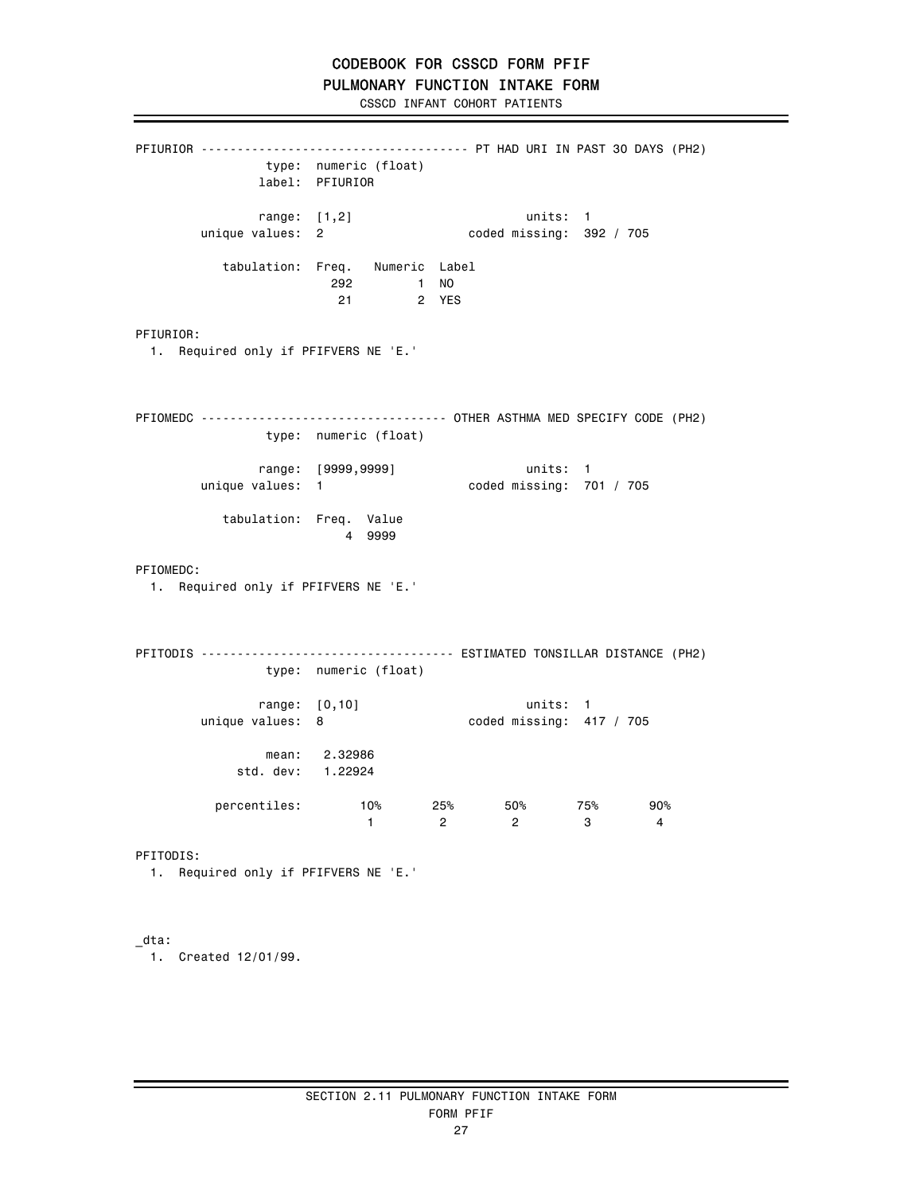PFIURIOR ------------------------------------ PT HAD URI IN PAST 30 DAYS (PH2)

```
                 type:  numeric (float)
                label:  PFIURIOR

                range:  [1,2]                      units:  1
        unique values:  2                  coded missing:  392 / 705

           tabulation:  Freq.   Numeric  Label
                          292         1  NO
                           21         2  YES
```

PFIURIOR:
1. Required only if PFIFVERS NE 'E.'

PFIOMEDC --------------------------------- OTHER ASTHMA MED SPECIFY CODE (PH2)

```
                 type:  numeric (float)

                range:  [9999,9999]                units:  1
        unique values:  1                  coded missing:  701 / 705

           tabulation:  Freq.  Value
                            4  9999
```

PFIOMEDC:
1. Required only if PFIFVERS NE 'E.'

PFITODIS ---------------------------------- ESTIMATED TONSILLAR DISTANCE (PH2)

```
                 type:  numeric (float)

                range:  [0,10]                     units:  1
        unique values:  8                  coded missing:  417 / 705

                 mean:   2.32986
             std. dev:   1.22924

          percentiles:        10%       25%       50%       75%       90%
                                1         2         2         3         4
```

PFITODIS:
1. Required only if PFIFVERS NE 'E.'

_dta:
1. Created 12/01/99.